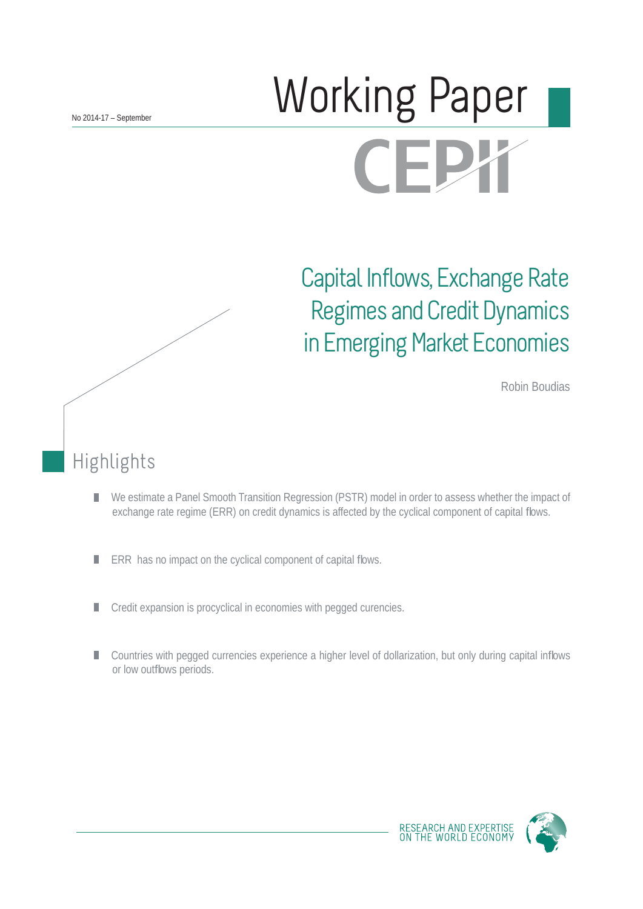No 2014-17 – September

# Working Paper

CEPII

# Capital Inflows, Exchange Rate Regimes and Credit Dynamics in Emerging Market Economies

Robin Boudias

## Highlights

- We estimate a Panel Smooth Transition Regression (PSTR) model in order to assess whether the impact of exchange rate regime (ERR) on credit dynamics is affected by the cyclical component of capital flows.
- ERR has no impact on the cyclical component of capital flows.
- Credit expansion is procyclical in economies with pegged curencies.
- Countries with pegged currencies experience a higher level of dollarization, but only during capital inflows or low outflows periods.

RESEARCH AND EXPERTISE ON THE WORLD ECONOMY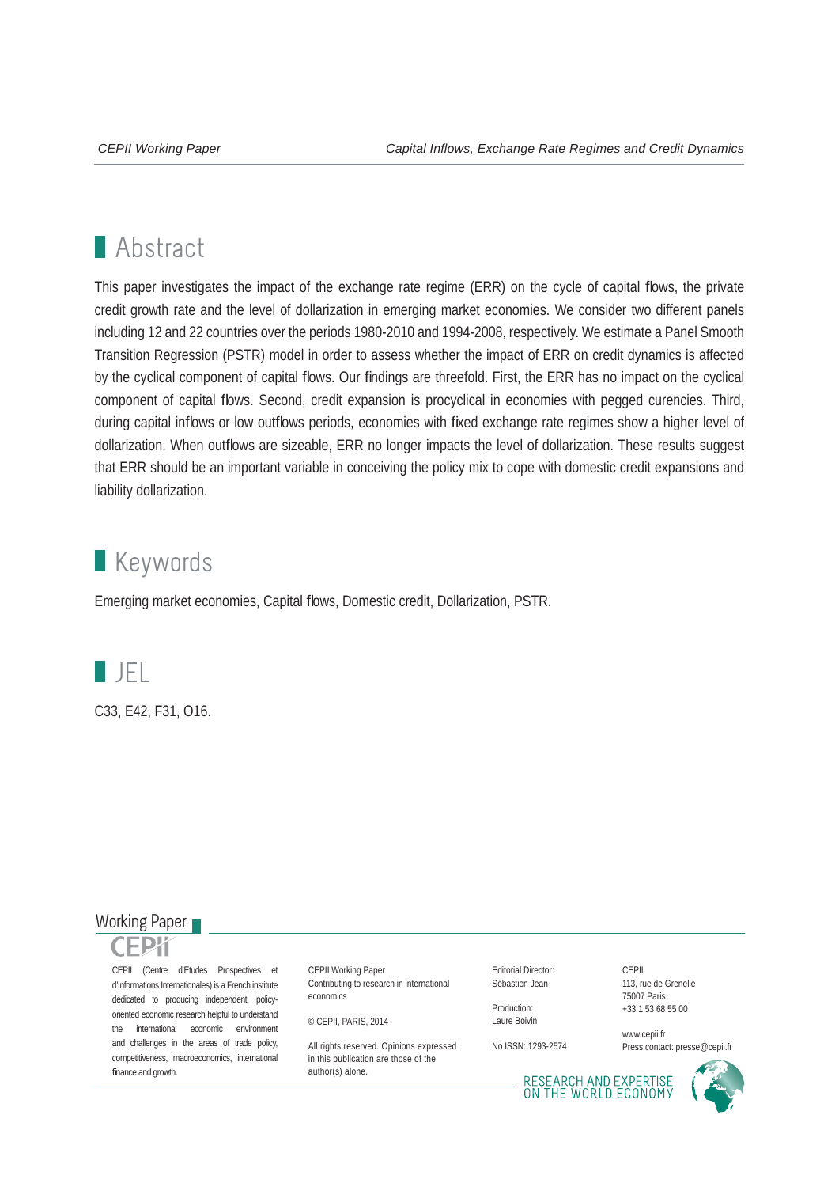## Abstract

This paper investigates the impact of the exchange rate regime (ERR) on the cycle of capital flows, the private credit growth rate and the level of dollarization in emerging market economies. We consider two different panels including 12 and 22 countries over the periods 1980-2010 and 1994-2008, respectively. We estimate a Panel Smooth Transition Regression (PSTR) model in order to assess whether the impact of ERR on credit dynamics is affected by the cyclical component of capital flows. Our findings are threefold. First, the ERR has no impact on the cyclical component of capital flows. Second, credit expansion is procyclical in economies with pegged curencies. Third, during capital inflows or low outflows periods, economies with fixed exchange rate regimes show a higher level of dollarization. When outflows are sizeable, ERR no longer impacts the level of dollarization. These results suggest that ERR should be an important variable in conceiving the policy mix to cope with domestic credit expansions and liability dollarization.

## Keywords

Emerging market economies, Capital flows, Domestic credit, Dollarization, PSTR.

## JEL

C33, E42, F31, O16.

Working Paper

CEPII

CEPII (Centre d'Etudes Prospectives et d'Informations Internationales) is a French institute dedicated to producing independent, policy-oriented economic research helpful to understand the international economic environment and challenges in the areas of trade policy, competitiveness, macroeconomics, international finance and growth.

CEPII Working Paper
Contributing to research in international economics

© CEPII, PARIS, 2014

All rights reserved. Opinions expressed in this publication are those of the author(s) alone.

Editorial Director:
Sébastien Jean

Production:
Laure Boivin

No ISSN: 1293-2574

CEPII
113, rue de Grenelle
75007 Paris
+33 1 53 68 55 00

www.cepii.fr
Press contact: presse@cepii.fr

RESEARCH AND EXPERTISE ON THE WORLD ECONOMY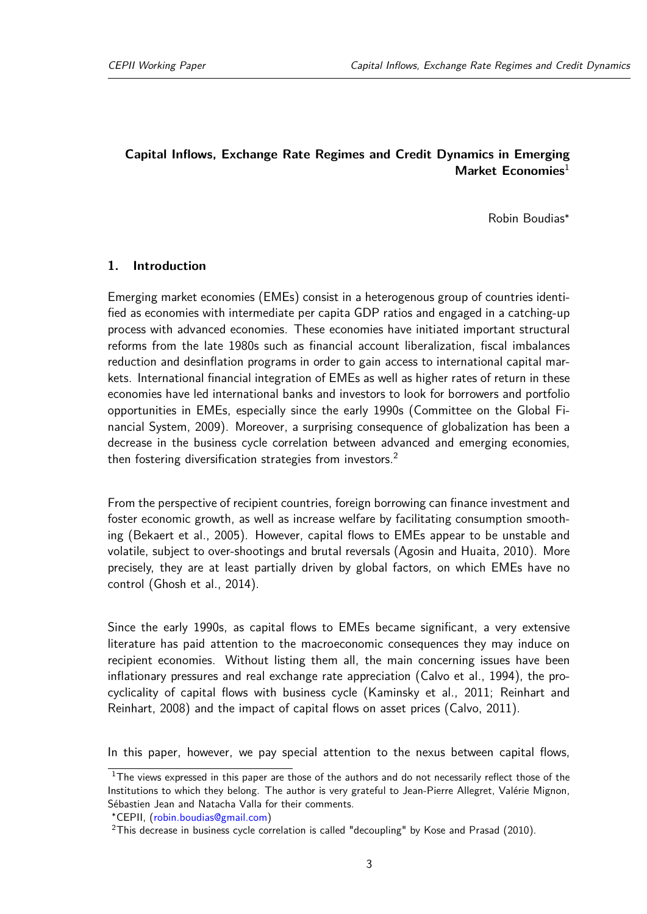# Capital Inflows, Exchange Rate Regimes and Credit Dynamics in Emerging Market Economies[1]

Robin Boudias*

## 1. Introduction

Emerging market economies (EMEs) consist in a heterogenous group of countries identified as economies with intermediate per capita GDP ratios and engaged in a catching-up process with advanced economies. These economies have initiated important structural reforms from the late 1980s such as financial account liberalization, fiscal imbalances reduction and desinflation programs in order to gain access to international capital markets. International financial integration of EMEs as well as higher rates of return in these economies have led international banks and investors to look for borrowers and portfolio opportunities in EMEs, especially since the early 1990s (Committee on the Global Financial System, 2009). Moreover, a surprising consequence of globalization has been a decrease in the business cycle correlation between advanced and emerging economies, then fostering diversification strategies from investors.[2]

From the perspective of recipient countries, foreign borrowing can finance investment and foster economic growth, as well as increase welfare by facilitating consumption smoothing (Bekaert et al., 2005). However, capital flows to EMEs appear to be unstable and volatile, subject to over-shootings and brutal reversals (Agosin and Huaita, 2010). More precisely, they are at least partially driven by global factors, on which EMEs have no control (Ghosh et al., 2014).

Since the early 1990s, as capital flows to EMEs became significant, a very extensive literature has paid attention to the macroeconomic consequences they may induce on recipient economies. Without listing them all, the main concerning issues have been inflationary pressures and real exchange rate appreciation (Calvo et al., 1994), the procyclicality of capital flows with business cycle (Kaminsky et al., 2011; Reinhart and Reinhart, 2008) and the impact of capital flows on asset prices (Calvo, 2011).

In this paper, however, we pay special attention to the nexus between capital flows,

---

[1] The views expressed in this paper are those of the authors and do not necessarily reflect those of the Institutions to which they belong. The author is very grateful to Jean-Pierre Allegret, Valérie Mignon, Sébastien Jean and Natacha Valla for their comments.

*CEPII, (robin.boudias@gmail.com)

[2] This decrease in business cycle correlation is called "decoupling" by Kose and Prasad (2010).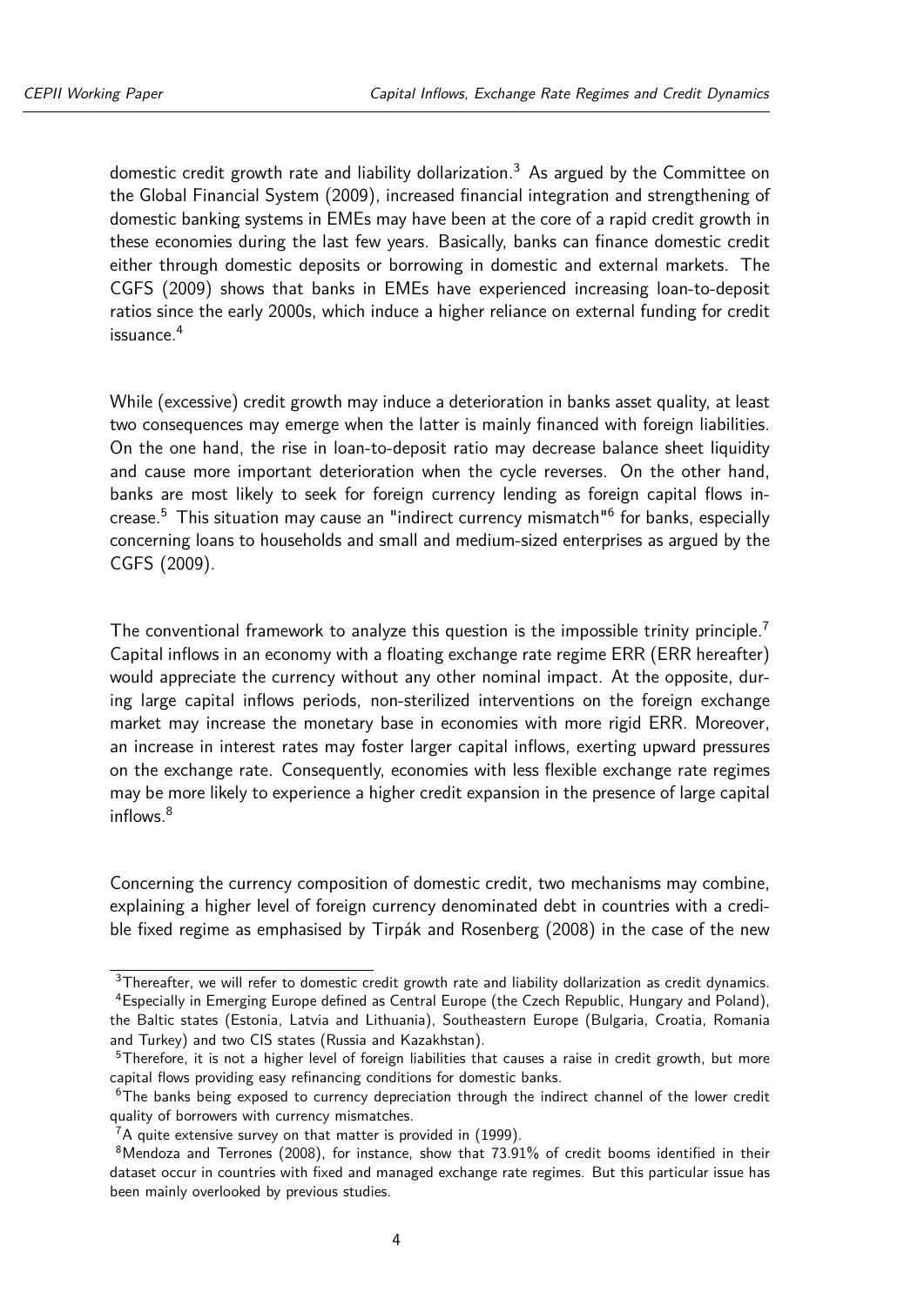domestic credit growth rate and liability dollarization.[3] As argued by the Committee on the Global Financial System (2009), increased financial integration and strengthening of domestic banking systems in EMEs may have been at the core of a rapid credit growth in these economies during the last few years. Basically, banks can finance domestic credit either through domestic deposits or borrowing in domestic and external markets. The CGFS (2009) shows that banks in EMEs have experienced increasing loan-to-deposit ratios since the early 2000s, which induce a higher reliance on external funding for credit issuance.[4]

While (excessive) credit growth may induce a deterioration in banks asset quality, at least two consequences may emerge when the latter is mainly financed with foreign liabilities. On the one hand, the rise in loan-to-deposit ratio may decrease balance sheet liquidity and cause more important deterioration when the cycle reverses. On the other hand, banks are most likely to seek for foreign currency lending as foreign capital flows increase.[5] This situation may cause an "indirect currency mismatch"[6] for banks, especially concerning loans to households and small and medium-sized enterprises as argued by the CGFS (2009).

The conventional framework to analyze this question is the impossible trinity principle.[7] Capital inflows in an economy with a floating exchange rate regime ERR (ERR hereafter) would appreciate the currency without any other nominal impact. At the opposite, during large capital inflows periods, non-sterilized interventions on the foreign exchange market may increase the monetary base in economies with more rigid ERR. Moreover, an increase in interest rates may foster larger capital inflows, exerting upward pressures on the exchange rate. Consequently, economies with less flexible exchange rate regimes may be more likely to experience a higher credit expansion in the presence of large capital inflows.[8]

Concerning the currency composition of domestic credit, two mechanisms may combine, explaining a higher level of foreign currency denominated debt in countries with a credible fixed regime as emphasised by Tirpák and Rosenberg (2008) in the case of the new

[3] Thereafter, we will refer to domestic credit growth rate and liability dollarization as credit dynamics.

[4] Especially in Emerging Europe defined as Central Europe (the Czech Republic, Hungary and Poland), the Baltic states (Estonia, Latvia and Lithuania), Southeastern Europe (Bulgaria, Croatia, Romania and Turkey) and two CIS states (Russia and Kazakhstan).

[5] Therefore, it is not a higher level of foreign liabilities that causes a raise in credit growth, but more capital flows providing easy refinancing conditions for domestic banks.

[6] The banks being exposed to currency depreciation through the indirect channel of the lower credit quality of borrowers with currency mismatches.

[7] A quite extensive survey on that matter is provided in (1999).

[8] Mendoza and Terrones (2008), for instance, show that 73.91% of credit booms identified in their dataset occur in countries with fixed and managed exchange rate regimes. But this particular issue has been mainly overlooked by previous studies.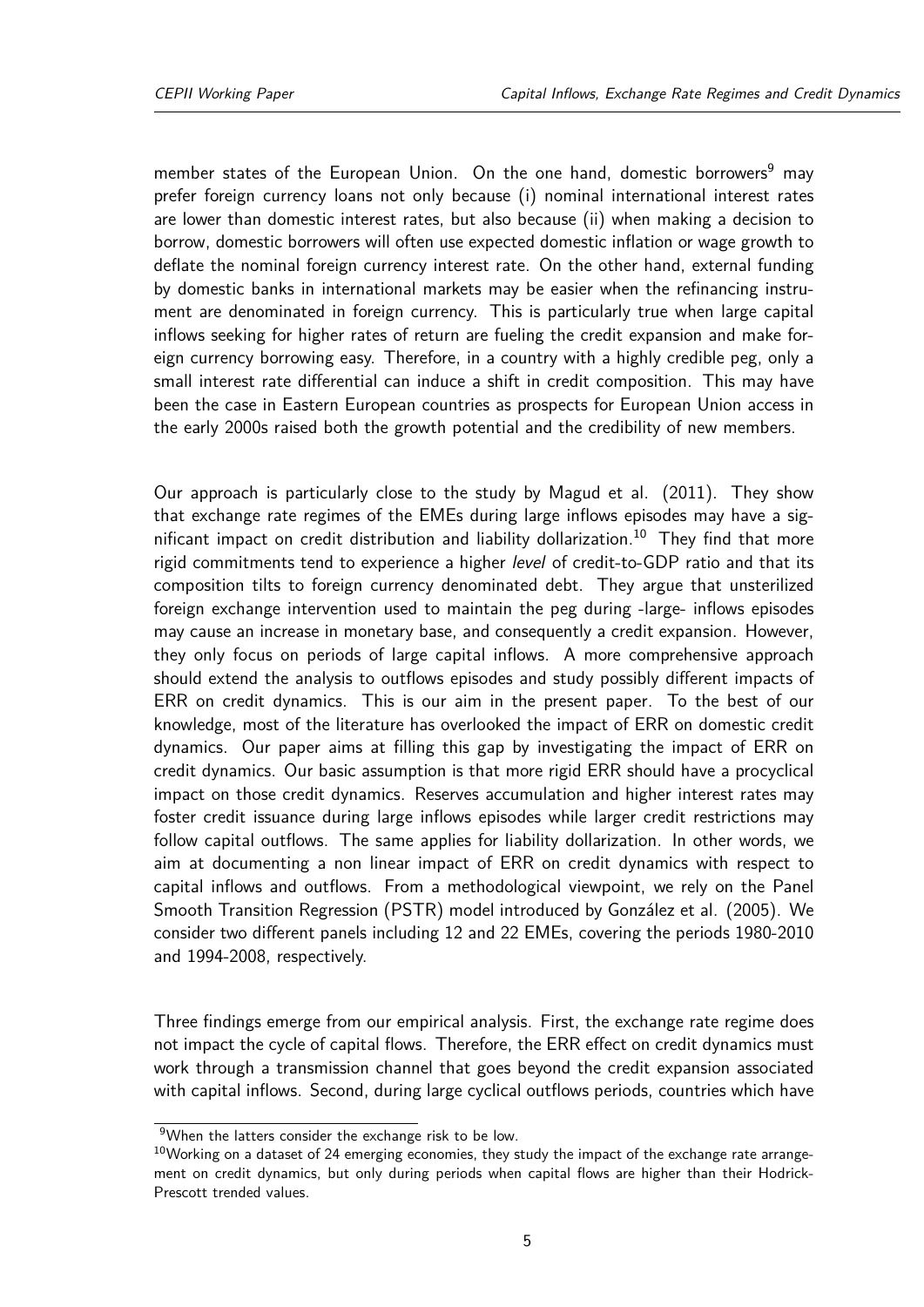member states of the European Union. On the one hand, domestic borrowers[9] may prefer foreign currency loans not only because (i) nominal international interest rates are lower than domestic interest rates, but also because (ii) when making a decision to borrow, domestic borrowers will often use expected domestic inflation or wage growth to deflate the nominal foreign currency interest rate. On the other hand, external funding by domestic banks in international markets may be easier when the refinancing instrument are denominated in foreign currency. This is particularly true when large capital inflows seeking for higher rates of return are fueling the credit expansion and make foreign currency borrowing easy. Therefore, in a country with a highly credible peg, only a small interest rate differential can induce a shift in credit composition. This may have been the case in Eastern European countries as prospects for European Union access in the early 2000s raised both the growth potential and the credibility of new members.

Our approach is particularly close to the study by Magud et al. (2011). They show that exchange rate regimes of the EMEs during large inflows episodes may have a significant impact on credit distribution and liability dollarization.[10] They find that more rigid commitments tend to experience a higher *level* of credit-to-GDP ratio and that its composition tilts to foreign currency denominated debt. They argue that unsterilized foreign exchange intervention used to maintain the peg during -large- inflows episodes may cause an increase in monetary base, and consequently a credit expansion. However, they only focus on periods of large capital inflows. A more comprehensive approach should extend the analysis to outflows episodes and study possibly different impacts of ERR on credit dynamics. This is our aim in the present paper. To the best of our knowledge, most of the literature has overlooked the impact of ERR on domestic credit dynamics. Our paper aims at filling this gap by investigating the impact of ERR on credit dynamics. Our basic assumption is that more rigid ERR should have a procyclical impact on those credit dynamics. Reserves accumulation and higher interest rates may foster credit issuance during large inflows episodes while larger credit restrictions may follow capital outflows. The same applies for liability dollarization. In other words, we aim at documenting a non linear impact of ERR on credit dynamics with respect to capital inflows and outflows. From a methodological viewpoint, we rely on the Panel Smooth Transition Regression (PSTR) model introduced by González et al. (2005). We consider two different panels including 12 and 22 EMEs, covering the periods 1980-2010 and 1994-2008, respectively.

Three findings emerge from our empirical analysis. First, the exchange rate regime does not impact the cycle of capital flows. Therefore, the ERR effect on credit dynamics must work through a transmission channel that goes beyond the credit expansion associated with capital inflows. Second, during large cyclical outflows periods, countries which have

[9] When the latters consider the exchange risk to be low.

[10] Working on a dataset of 24 emerging economies, they study the impact of the exchange rate arrangement on credit dynamics, but only during periods when capital flows are higher than their Hodrick-Prescott trended values.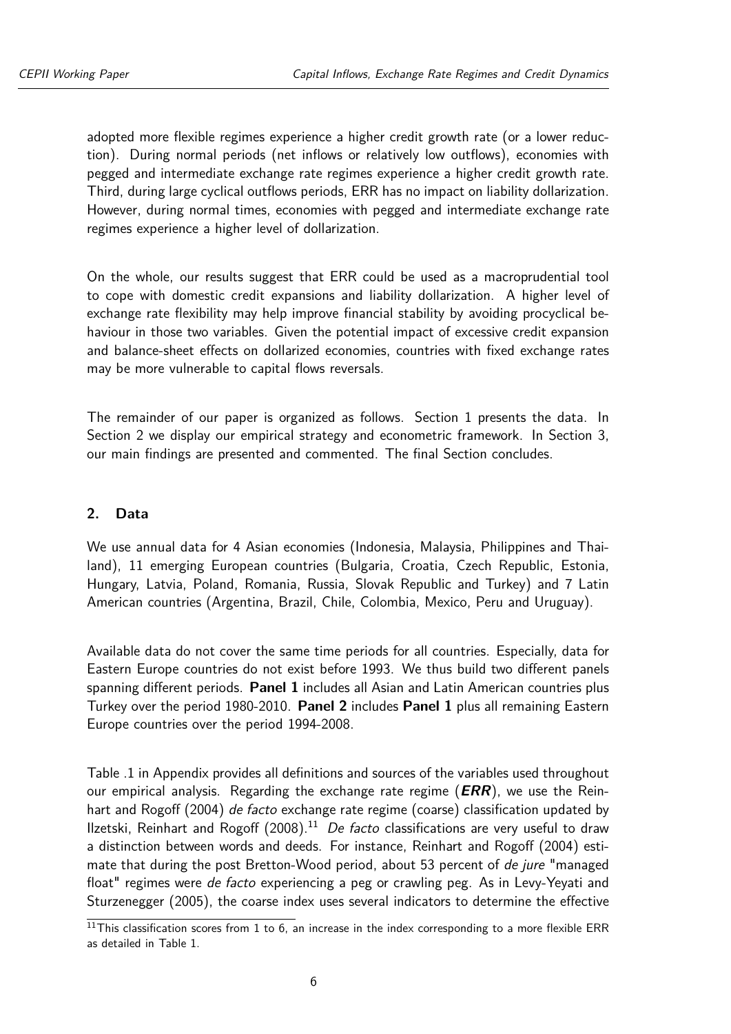adopted more flexible regimes experience a higher credit growth rate (or a lower reduction). During normal periods (net inflows or relatively low outflows), economies with pegged and intermediate exchange rate regimes experience a higher credit growth rate. Third, during large cyclical outflows periods, ERR has no impact on liability dollarization. However, during normal times, economies with pegged and intermediate exchange rate regimes experience a higher level of dollarization.

On the whole, our results suggest that ERR could be used as a macroprudential tool to cope with domestic credit expansions and liability dollarization. A higher level of exchange rate flexibility may help improve financial stability by avoiding procyclical behaviour in those two variables. Given the potential impact of excessive credit expansion and balance-sheet effects on dollarized economies, countries with fixed exchange rates may be more vulnerable to capital flows reversals.

The remainder of our paper is organized as follows. Section 1 presents the data. In Section 2 we display our empirical strategy and econometric framework. In Section 3, our main findings are presented and commented. The final Section concludes.

## 2. Data

We use annual data for 4 Asian economies (Indonesia, Malaysia, Philippines and Thailand), 11 emerging European countries (Bulgaria, Croatia, Czech Republic, Estonia, Hungary, Latvia, Poland, Romania, Russia, Slovak Republic and Turkey) and 7 Latin American countries (Argentina, Brazil, Chile, Colombia, Mexico, Peru and Uruguay).

Available data do not cover the same time periods for all countries. Especially, data for Eastern Europe countries do not exist before 1993. We thus build two different panels spanning different periods. **Panel 1** includes all Asian and Latin American countries plus Turkey over the period 1980-2010. **Panel 2** includes **Panel 1** plus all remaining Eastern Europe countries over the period 1994-2008.

Table .1 in Appendix provides all definitions and sources of the variables used throughout our empirical analysis. Regarding the exchange rate regime (***ERR***), we use the Reinhart and Rogoff (2004) *de facto* exchange rate regime (coarse) classification updated by Ilzetski, Reinhart and Rogoff (2008).[11] *De facto* classifications are very useful to draw a distinction between words and deeds. For instance, Reinhart and Rogoff (2004) estimate that during the post Bretton-Wood period, about 53 percent of *de jure* "managed float" regimes were *de facto* experiencing a peg or crawling peg. As in Levy-Yeyati and Sturzenegger (2005), the coarse index uses several indicators to determine the effective

[11] This classification scores from 1 to 6, an increase in the index corresponding to a more flexible ERR as detailed in Table 1.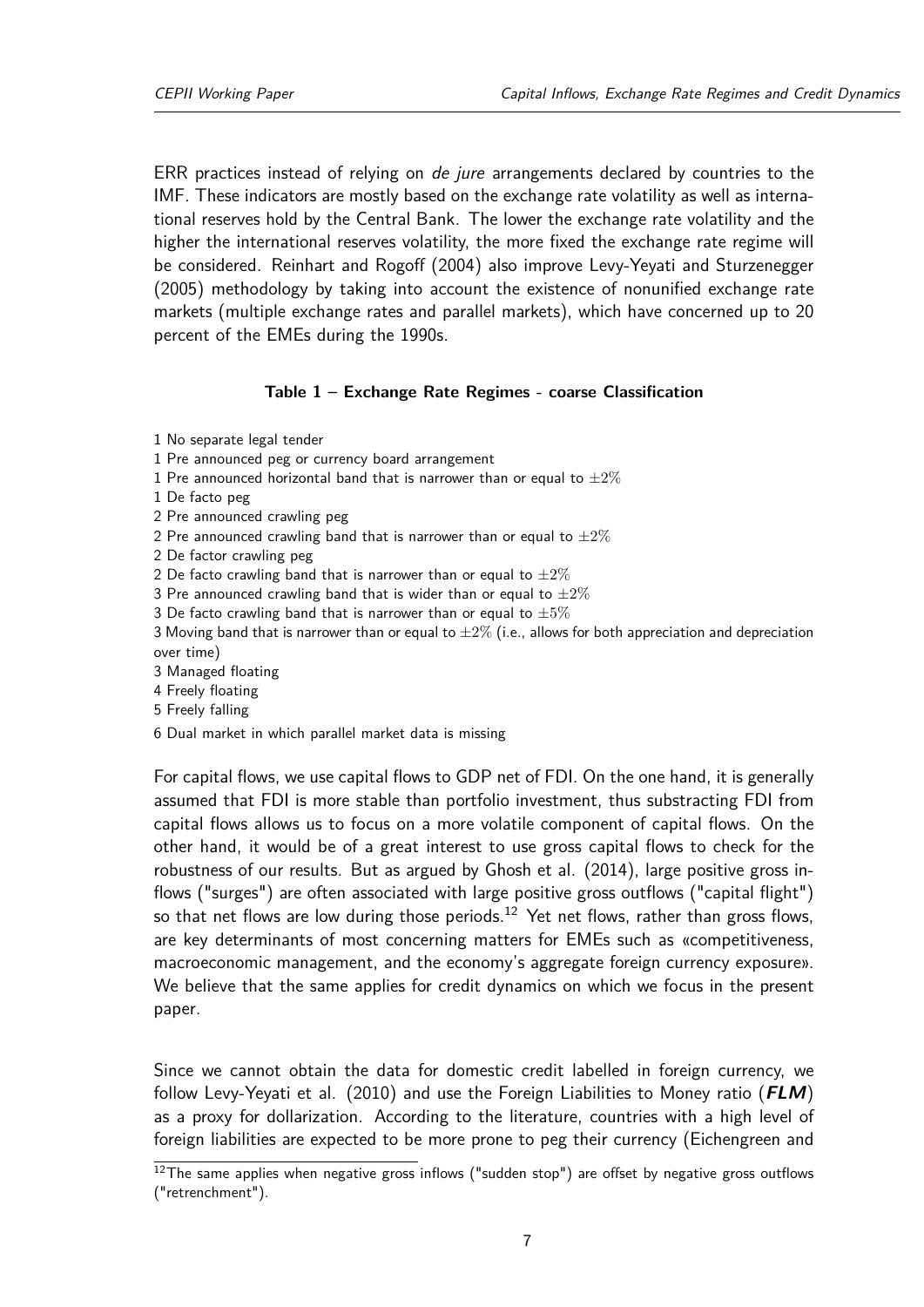ERR practices instead of relying on *de jure* arrangements declared by countries to the IMF. These indicators are mostly based on the exchange rate volatility as well as international reserves hold by the Central Bank. The lower the exchange rate volatility and the higher the international reserves volatility, the more fixed the exchange rate regime will be considered. Reinhart and Rogoff (2004) also improve Levy-Yeyati and Sturzenegger (2005) methodology by taking into account the existence of nonunified exchange rate markets (multiple exchange rates and parallel markets), which have concerned up to 20 percent of the EMEs during the 1990s.

**Table 1 – Exchange Rate Regimes - coarse Classification**

1 No separate legal tender
1 Pre announced peg or currency board arrangement
1 Pre announced horizontal band that is narrower than or equal to $\pm 2\%$
1 De facto peg
2 Pre announced crawling peg
2 Pre announced crawling band that is narrower than or equal to $\pm 2\%$
2 De factor crawling peg
2 De facto crawling band that is narrower than or equal to $\pm 2\%$
3 Pre announced crawling band that is wider than or equal to $\pm 2\%$
3 De facto crawling band that is narrower than or equal to $\pm 5\%$
3 Moving band that is narrower than or equal to $\pm 2\%$ (i.e., allows for both appreciation and depreciation over time)
3 Managed floating
4 Freely floating
5 Freely falling
6 Dual market in which parallel market data is missing

For capital flows, we use capital flows to GDP net of FDI. On the one hand, it is generally assumed that FDI is more stable than portfolio investment, thus substracting FDI from capital flows allows us to focus on a more volatile component of capital flows. On the other hand, it would be of a great interest to use gross capital flows to check for the robustness of our results. But as argued by Ghosh et al. (2014), large positive gross inflows ("surges") are often associated with large positive gross outflows ("capital flight") so that net flows are low during those periods.[12] Yet net flows, rather than gross flows, are key determinants of most concerning matters for EMEs such as «competitiveness, macroeconomic management, and the economy's aggregate foreign currency exposure». We believe that the same applies for credit dynamics on which we focus in the present paper.

Since we cannot obtain the data for domestic credit labelled in foreign currency, we follow Levy-Yeyati et al. (2010) and use the Foreign Liabilities to Money ratio (***FLM***) as a proxy for dollarization. According to the literature, countries with a high level of foreign liabilities are expected to be more prone to peg their currency (Eichengreen and

[12] The same applies when negative gross inflows ("sudden stop") are offset by negative gross outflows ("retrenchment").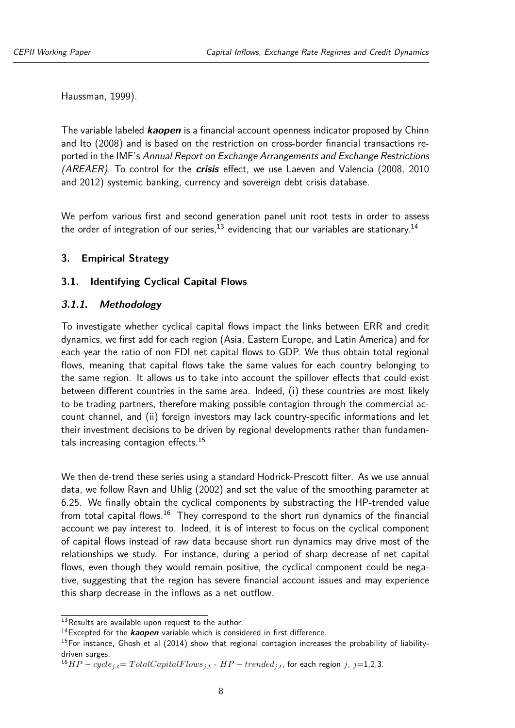Haussman, 1999).

The variable labeled ***kaopen*** is a financial account openness indicator proposed by Chinn and Ito (2008) and is based on the restriction on cross-border financial transactions reported in the IMF's *Annual Report on Exchange Arrangements and Exchange Restrictions (AREAER)*. To control for the ***crisis*** effect, we use Laeven and Valencia (2008, 2010 and 2012) systemic banking, currency and sovereign debt crisis database.

We perfom various first and second generation panel unit root tests in order to assess the order of integration of our series,[13] evidencing that our variables are stationary.[14]

## 3. Empirical Strategy

### 3.1. Identifying Cyclical Capital Flows

#### *3.1.1. Methodology*

To investigate whether cyclical capital flows impact the links between ERR and credit dynamics, we first add for each region (Asia, Eastern Europe, and Latin America) and for each year the ratio of non FDI net capital flows to GDP. We thus obtain total regional flows, meaning that capital flows take the same values for each country belonging to the same region. It allows us to take into account the spillover effects that could exist between different countries in the same area. Indeed, (i) these countries are most likely to be trading partners, therefore making possible contagion through the commercial account channel, and (ii) foreign investors may lack country-specific informations and let their investment decisions to be driven by regional developments rather than fundamentals increasing contagion effects.[15]

We then de-trend these series using a standard Hodrick-Prescott filter. As we use annual data, we follow Ravn and Uhlig (2002) and set the value of the smoothing parameter at 6.25. We finally obtain the cyclical components by substracting the HP-trended value from total capital flows.[16] They correspond to the short run dynamics of the financial account we pay interest to. Indeed, it is of interest to focus on the cyclical component of capital flows instead of raw data because short run dynamics may drive most of the relationships we study. For instance, during a period of sharp decrease of net capital flows, even though they would remain positive, the cyclical component could be negative, suggesting that the region has severe financial account issues and may experience this sharp decrease in the inflows as a net outflow.

---

[13] Results are available upon request to the author.

[14] Excepted for the ***kaopen*** variable which is considered in first difference.

[15] For instance, Ghosh et al (2014) show that regional contagion increases the probability of liability-driven surges.

[16] $HP-cycle_{j,t}= TotalCapitalFlows_{j,t}$ - $HP-trended_{j,t}$, for each region $j$, $j$=1,2,3.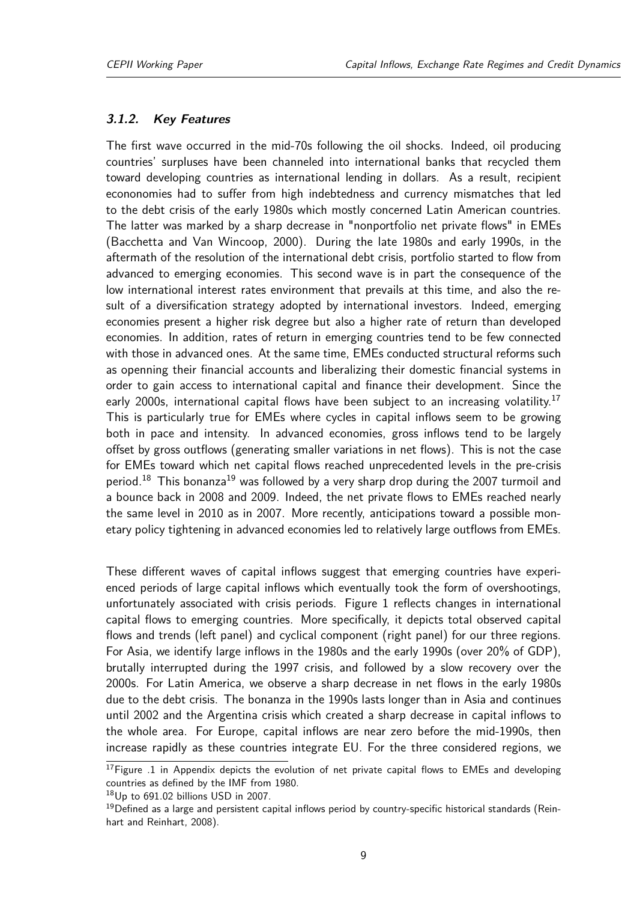### *3.1.2. Key Features*

The first wave occurred in the mid-70s following the oil shocks. Indeed, oil producing countries' surpluses have been channeled into international banks that recycled them toward developing countries as international lending in dollars. As a result, recipient econonomies had to suffer from high indebtedness and currency mismatches that led to the debt crisis of the early 1980s which mostly concerned Latin American countries. The latter was marked by a sharp decrease in "nonportfolio net private flows" in EMEs (Bacchetta and Van Wincoop, 2000). During the late 1980s and early 1990s, in the aftermath of the resolution of the international debt crisis, portfolio started to flow from advanced to emerging economies. This second wave is in part the consequence of the low international interest rates environment that prevails at this time, and also the result of a diversification strategy adopted by international investors. Indeed, emerging economies present a higher risk degree but also a higher rate of return than developed economies. In addition, rates of return in emerging countries tend to be few connected with those in advanced ones. At the same time, EMEs conducted structural reforms such as openning their financial accounts and liberalizing their domestic financial systems in order to gain access to international capital and finance their development. Since the early 2000s, international capital flows have been subject to an increasing volatility.[17] This is particularly true for EMEs where cycles in capital inflows seem to be growing both in pace and intensity. In advanced economies, gross inflows tend to be largely offset by gross outflows (generating smaller variations in net flows). This is not the case for EMEs toward which net capital flows reached unprecedented levels in the pre-crisis period.[18] This bonanza[19] was followed by a very sharp drop during the 2007 turmoil and a bounce back in 2008 and 2009. Indeed, the net private flows to EMEs reached nearly the same level in 2010 as in 2007. More recently, anticipations toward a possible monetary policy tightening in advanced economies led to relatively large outflows from EMEs.

These different waves of capital inflows suggest that emerging countries have experienced periods of large capital inflows which eventually took the form of overshootings, unfortunately associated with crisis periods. Figure 1 reflects changes in international capital flows to emerging countries. More specifically, it depicts total observed capital flows and trends (left panel) and cyclical component (right panel) for our three regions. For Asia, we identify large inflows in the 1980s and the early 1990s (over 20% of GDP), brutally interrupted during the 1997 crisis, and followed by a slow recovery over the 2000s. For Latin America, we observe a sharp decrease in net flows in the early 1980s due to the debt crisis. The bonanza in the 1990s lasts longer than in Asia and continues until 2002 and the Argentina crisis which created a sharp decrease in capital inflows to the whole area. For Europe, capital inflows are near zero before the mid-1990s, then increase rapidly as these countries integrate EU. For the three considered regions, we

[17] Figure .1 in Appendix depicts the evolution of net private capital flows to EMEs and developing countries as defined by the IMF from 1980.

[18] Up to 691.02 billions USD in 2007.

[19] Defined as a large and persistent capital inflows period by country-specific historical standards (Reinhart and Reinhart, 2008).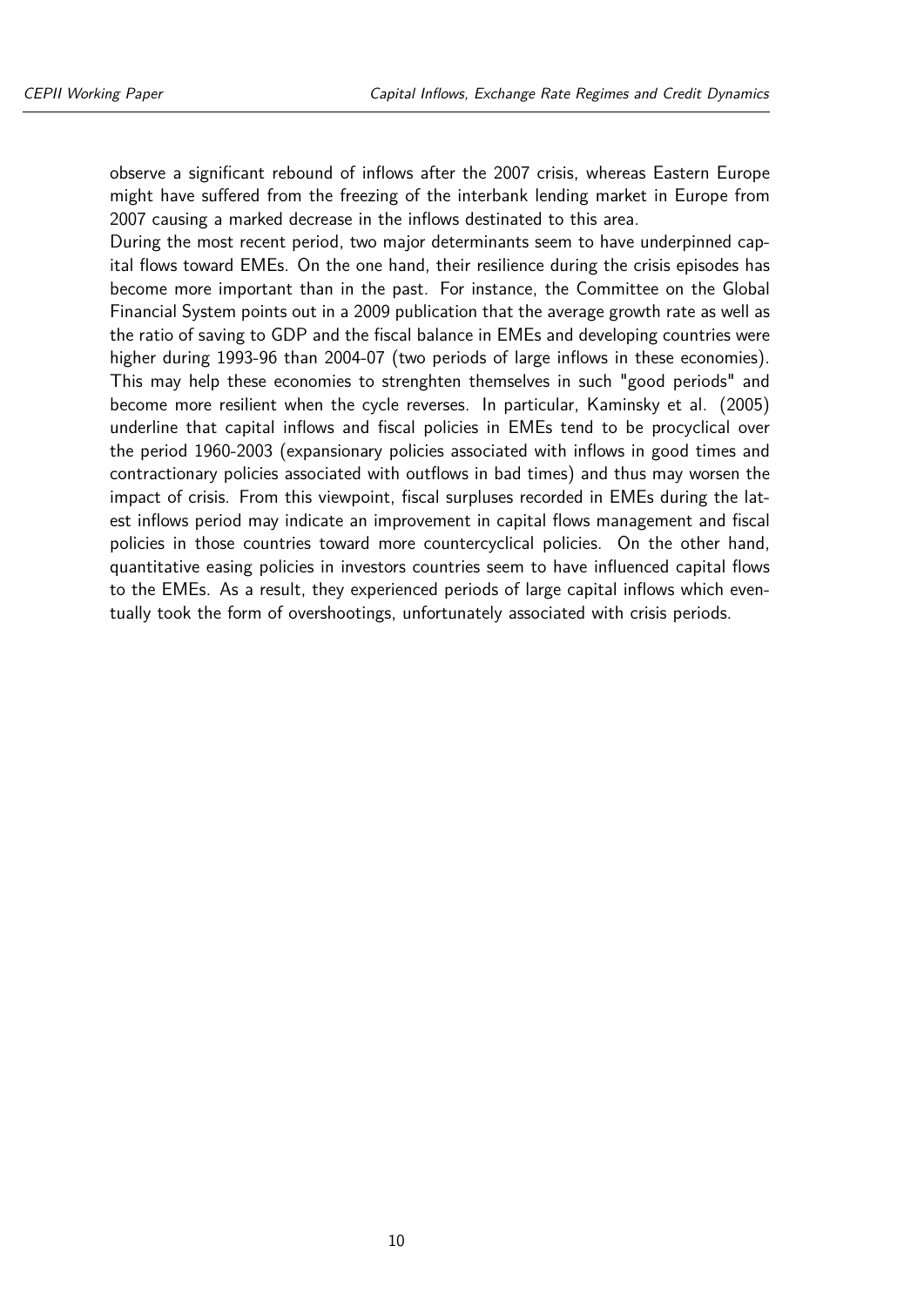observe a significant rebound of inflows after the 2007 crisis, whereas Eastern Europe might have suffered from the freezing of the interbank lending market in Europe from 2007 causing a marked decrease in the inflows destinated to this area.

During the most recent period, two major determinants seem to have underpinned capital flows toward EMEs. On the one hand, their resilience during the crisis episodes has become more important than in the past. For instance, the Committee on the Global Financial System points out in a 2009 publication that the average growth rate as well as the ratio of saving to GDP and the fiscal balance in EMEs and developing countries were higher during 1993-96 than 2004-07 (two periods of large inflows in these economies). This may help these economies to strenghten themselves in such "good periods" and become more resilient when the cycle reverses. In particular, Kaminsky et al. (2005) underline that capital inflows and fiscal policies in EMEs tend to be procyclical over the period 1960-2003 (expansionary policies associated with inflows in good times and contractionary policies associated with outflows in bad times) and thus may worsen the impact of crisis. From this viewpoint, fiscal surpluses recorded in EMEs during the latest inflows period may indicate an improvement in capital flows management and fiscal policies in those countries toward more countercyclical policies. On the other hand, quantitative easing policies in investors countries seem to have influenced capital flows to the EMEs. As a result, they experienced periods of large capital inflows which eventually took the form of overshootings, unfortunately associated with crisis periods.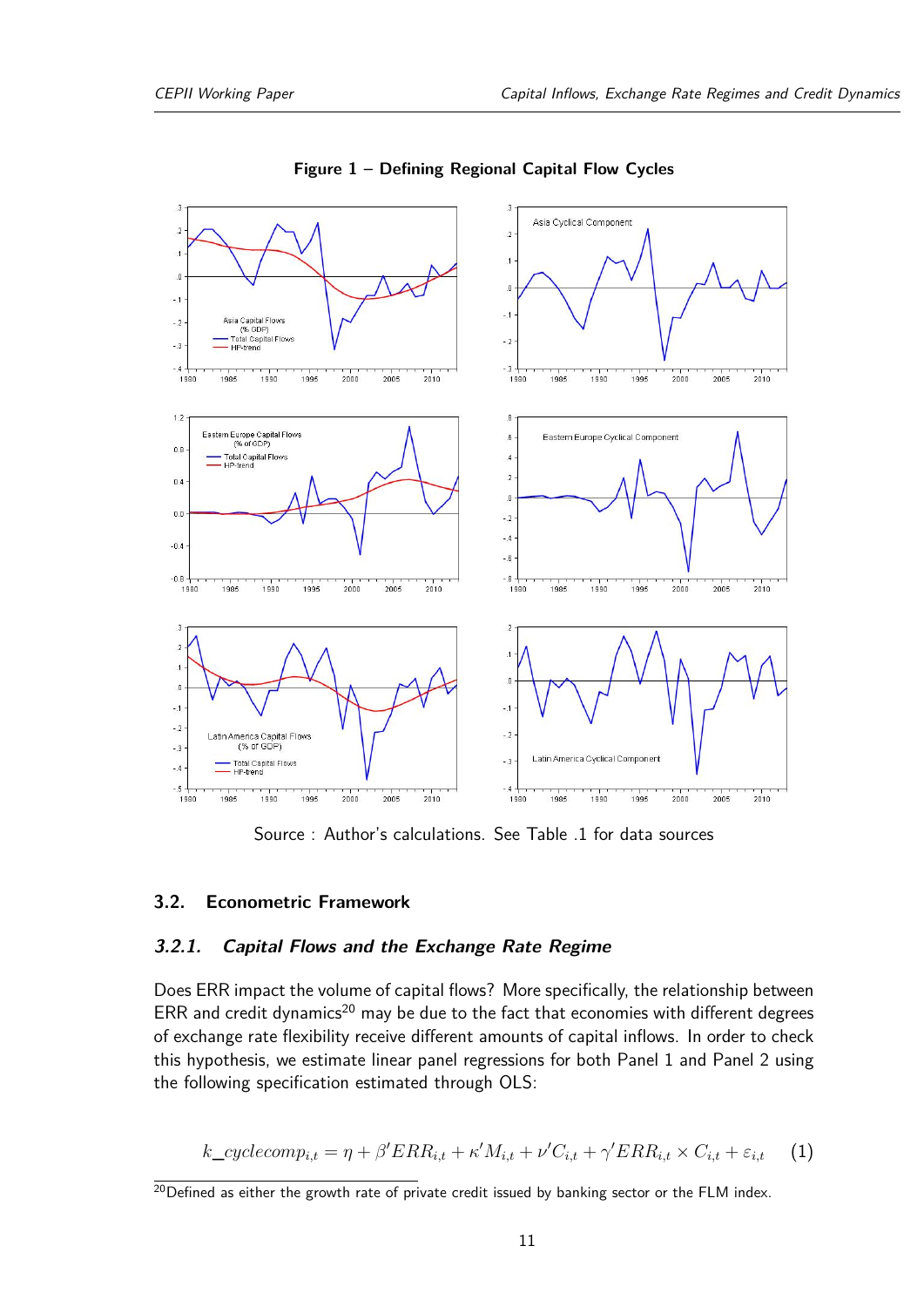**Figure 1 – Defining Regional Capital Flow Cycles**

Asia Capital Flows
(% GDP)
Total Capital Flows
HP-trend

Asia Cyclical Component

Eastern Europe Capital Flows
(% of GDP)
Total Capital Flows
HP-trend

Eastern Europe Cyclical Component

Latin America Capital Flows
(% of GDP)
Total Capital Flows
HP-trend

Latin America Cyclical Component

Source : Author's calculations. See Table .1 for data sources

### 3.2. Econometric Framework

#### *3.2.1. Capital Flows and the Exchange Rate Regime*

Does ERR impact the volume of capital flows? More specifically, the relationship between ERR and credit dynamics[20] may be due to the fact that economies with different degrees of exchange rate flexibility receive different amounts of capital inflows. In order to check this hypothesis, we estimate linear panel regressions for both Panel 1 and Panel 2 using the following specification estimated through OLS:

$$k\_cyclecomp_{i,t} = \eta + \beta' ERR_{i,t} + \kappa' M_{i,t} + \nu' C_{i,t} + \gamma' ERR_{i,t} \times C_{i,t} + \varepsilon_{i,t} \quad (1)$$

[20] Defined as either the growth rate of private credit issued by banking sector or the FLM index.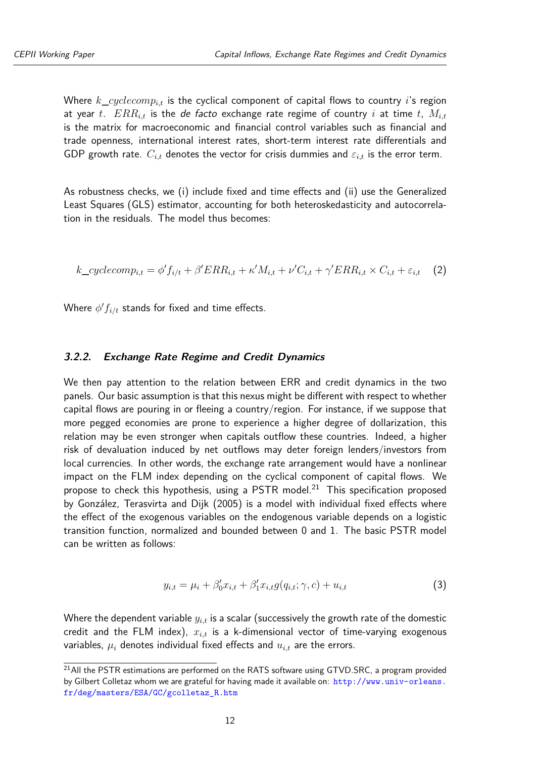Where $k\_cyclecomp_{i,t}$ is the cyclical component of capital flows to country $i$'s region at year $t$. $ERR_{i,t}$ is the *de facto* exchange rate regime of country $i$ at time $t$, $M_{i,t}$ is the matrix for macroeconomic and financial control variables such as financial and trade openness, international interest rates, short-term interest rate differentials and GDP growth rate. $C_{i,t}$ denotes the vector for crisis dummies and $\varepsilon_{i,t}$ is the error term.

As robustness checks, we (i) include fixed and time effects and (ii) use the Generalized Least Squares (GLS) estimator, accounting for both heteroskedasticity and autocorrelation in the residuals. The model thus becomes:

$$k\_cyclecomp_{i,t} = \phi' f_{i/t} + \beta' ERR_{i,t} + \kappa' M_{i,t} + \nu' C_{i,t} + \gamma' ERR_{i,t} \times C_{i,t} + \varepsilon_{i,t} \quad (2)$$

Where $\phi' f_{i/t}$ stands for fixed and time effects.

### *3.2.2. Exchange Rate Regime and Credit Dynamics*

We then pay attention to the relation between ERR and credit dynamics in the two panels. Our basic assumption is that this nexus might be different with respect to whether capital flows are pouring in or fleeing a country/region. For instance, if we suppose that more pegged economies are prone to experience a higher degree of dollarization, this relation may be even stronger when capitals outflow these countries. Indeed, a higher risk of devaluation induced by net outflows may deter foreign lenders/investors from local currencies. In other words, the exchange rate arrangement would have a nonlinear impact on the FLM index depending on the cyclical component of capital flows. We propose to check this hypothesis, using a PSTR model.[21] This specification proposed by González, Terasvirta and Dijk (2005) is a model with individual fixed effects where the effect of the exogenous variables on the endogenous variable depends on a logistic transition function, normalized and bounded between 0 and 1. The basic PSTR model can be written as follows:

$$y_{i,t} = \mu_i + \beta_0' x_{i,t} + \beta_1' x_{i,t} g(q_{i,t}; \gamma, c) + u_{i,t} \quad (3)$$

Where the dependent variable $y_{i,t}$ is a scalar (successively the growth rate of the domestic credit and the FLM index), $x_{i,t}$ is a k-dimensional vector of time-varying exogenous variables, $\mu_i$ denotes individual fixed effects and $u_{i,t}$ are the errors.

[21] All the PSTR estimations are performed on the RATS software using GTVD.SRC, a program provided by Gilbert Colletaz whom we are grateful for having made it available on: http://www.univ-orleans.fr/deg/masters/ESA/GC/gcolletaz_R.htm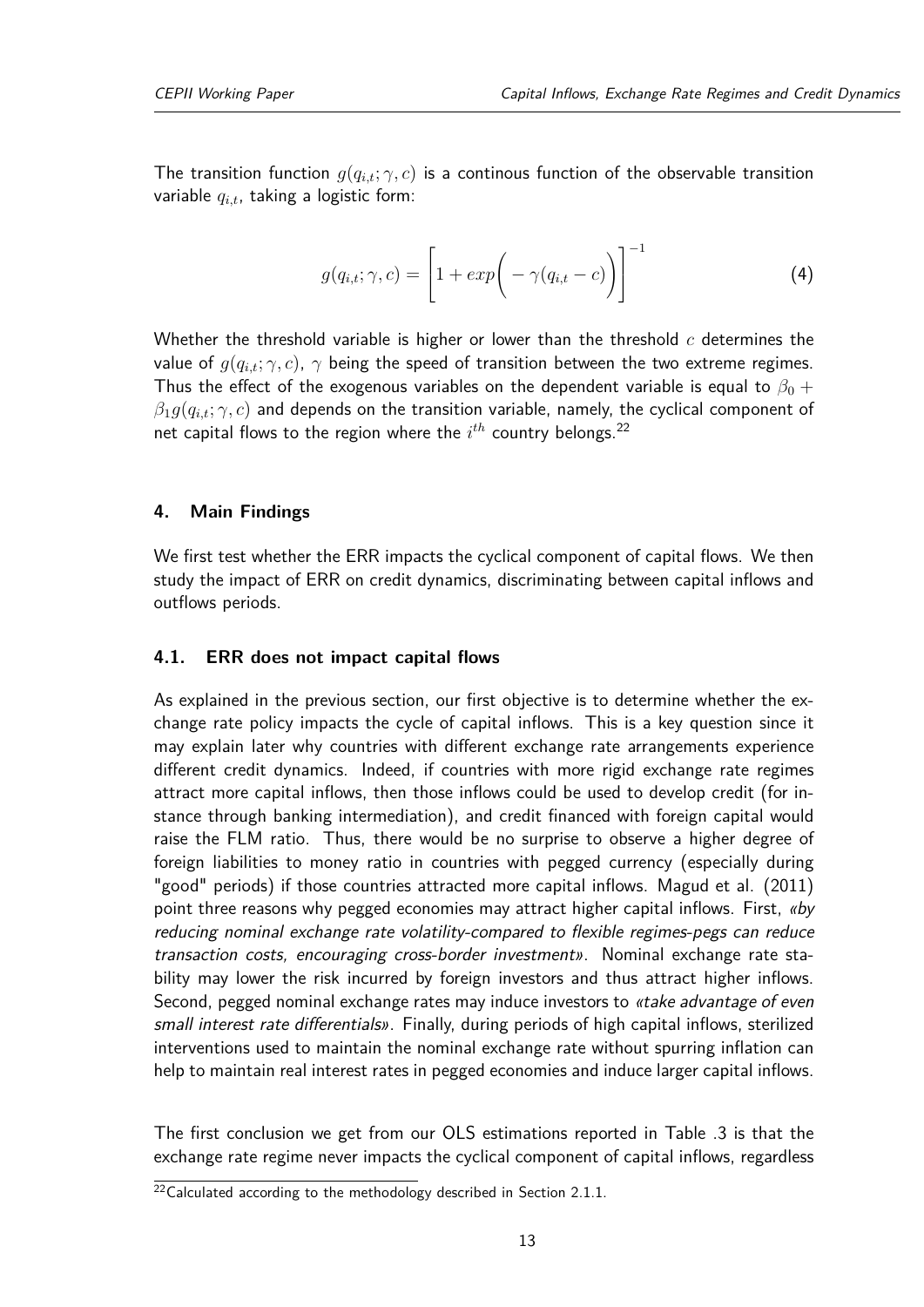The transition function $g(q_{i,t};\gamma,c)$ is a continous function of the observable transition variable $q_{i,t}$, taking a logistic form:

$$g(q_{i,t};\gamma,c) = \left[1 + exp\bigg(-\gamma(q_{i,t}-c)\bigg)\right]^{-1} \tag{4}$$

Whether the threshold variable is higher or lower than the threshold $c$ determines the value of $g(q_{i,t};\gamma,c)$, $\gamma$ being the speed of transition between the two extreme regimes. Thus the effect of the exogenous variables on the dependent variable is equal to $\beta_0 + \beta_1 g(q_{i,t};\gamma,c)$ and depends on the transition variable, namely, the cyclical component of net capital flows to the region where the $i^{th}$ country belongs.[22]

## 4. Main Findings

We first test whether the ERR impacts the cyclical component of capital flows. We then study the impact of ERR on credit dynamics, discriminating between capital inflows and outflows periods.

### 4.1. ERR does not impact capital flows

As explained in the previous section, our first objective is to determine whether the exchange rate policy impacts the cycle of capital inflows. This is a key question since it may explain later why countries with different exchange rate arrangements experience different credit dynamics. Indeed, if countries with more rigid exchange rate regimes attract more capital inflows, then those inflows could be used to develop credit (for instance through banking intermediation), and credit financed with foreign capital would raise the FLM ratio. Thus, there would be no surprise to observe a higher degree of foreign liabilities to money ratio in countries with pegged currency (especially during "good" periods) if those countries attracted more capital inflows. Magud et al. (2011) point three reasons why pegged economies may attract higher capital inflows. First, *«by reducing nominal exchange rate volatility-compared to flexible regimes-pegs can reduce transaction costs, encouraging cross-border investment»*. Nominal exchange rate stability may lower the risk incurred by foreign investors and thus attract higher inflows. Second, pegged nominal exchange rates may induce investors to *«take advantage of even small interest rate differentials»*. Finally, during periods of high capital inflows, sterilized interventions used to maintain the nominal exchange rate without spurring inflation can help to maintain real interest rates in pegged economies and induce larger capital inflows.

The first conclusion we get from our OLS estimations reported in Table .3 is that the exchange rate regime never impacts the cyclical component of capital inflows, regardless

[22] Calculated according to the methodology described in Section 2.1.1.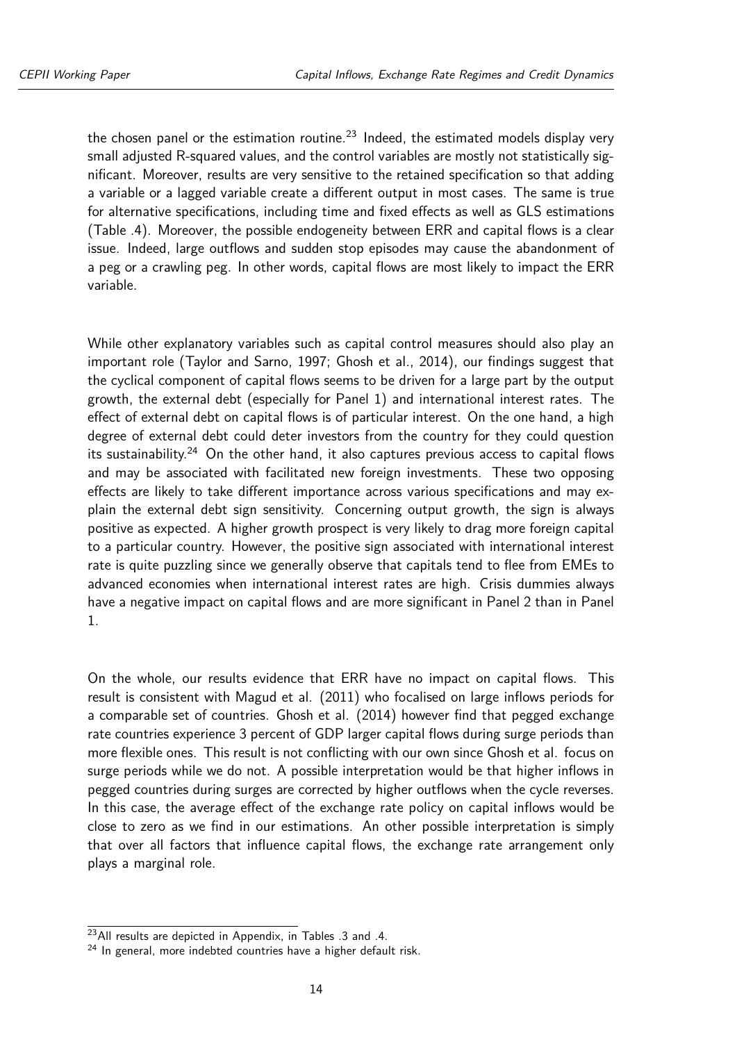the chosen panel or the estimation routine.[23] Indeed, the estimated models display very small adjusted R-squared values, and the control variables are mostly not statistically significant. Moreover, results are very sensitive to the retained specification so that adding a variable or a lagged variable create a different output in most cases. The same is true for alternative specifications, including time and fixed effects as well as GLS estimations (Table .4). Moreover, the possible endogeneity between ERR and capital flows is a clear issue. Indeed, large outflows and sudden stop episodes may cause the abandonment of a peg or a crawling peg. In other words, capital flows are most likely to impact the ERR variable.

While other explanatory variables such as capital control measures should also play an important role (Taylor and Sarno, 1997; Ghosh et al., 2014), our findings suggest that the cyclical component of capital flows seems to be driven for a large part by the output growth, the external debt (especially for Panel 1) and international interest rates. The effect of external debt on capital flows is of particular interest. On the one hand, a high degree of external debt could deter investors from the country for they could question its sustainability.[24] On the other hand, it also captures previous access to capital flows and may be associated with facilitated new foreign investments. These two opposing effects are likely to take different importance across various specifications and may explain the external debt sign sensitivity. Concerning output growth, the sign is always positive as expected. A higher growth prospect is very likely to drag more foreign capital to a particular country. However, the positive sign associated with international interest rate is quite puzzling since we generally observe that capitals tend to flee from EMEs to advanced economies when international interest rates are high. Crisis dummies always have a negative impact on capital flows and are more significant in Panel 2 than in Panel 1.

On the whole, our results evidence that ERR have no impact on capital flows. This result is consistent with Magud et al. (2011) who focalised on large inflows periods for a comparable set of countries. Ghosh et al. (2014) however find that pegged exchange rate countries experience 3 percent of GDP larger capital flows during surge periods than more flexible ones. This result is not conflicting with our own since Ghosh et al. focus on surge periods while we do not. A possible interpretation would be that higher inflows in pegged countries during surges are corrected by higher outflows when the cycle reverses. In this case, the average effect of the exchange rate policy on capital inflows would be close to zero as we find in our estimations. An other possible interpretation is simply that over all factors that influence capital flows, the exchange rate arrangement only plays a marginal role.

[23] All results are depicted in Appendix, in Tables .3 and .4.

[24] In general, more indebted countries have a higher default risk.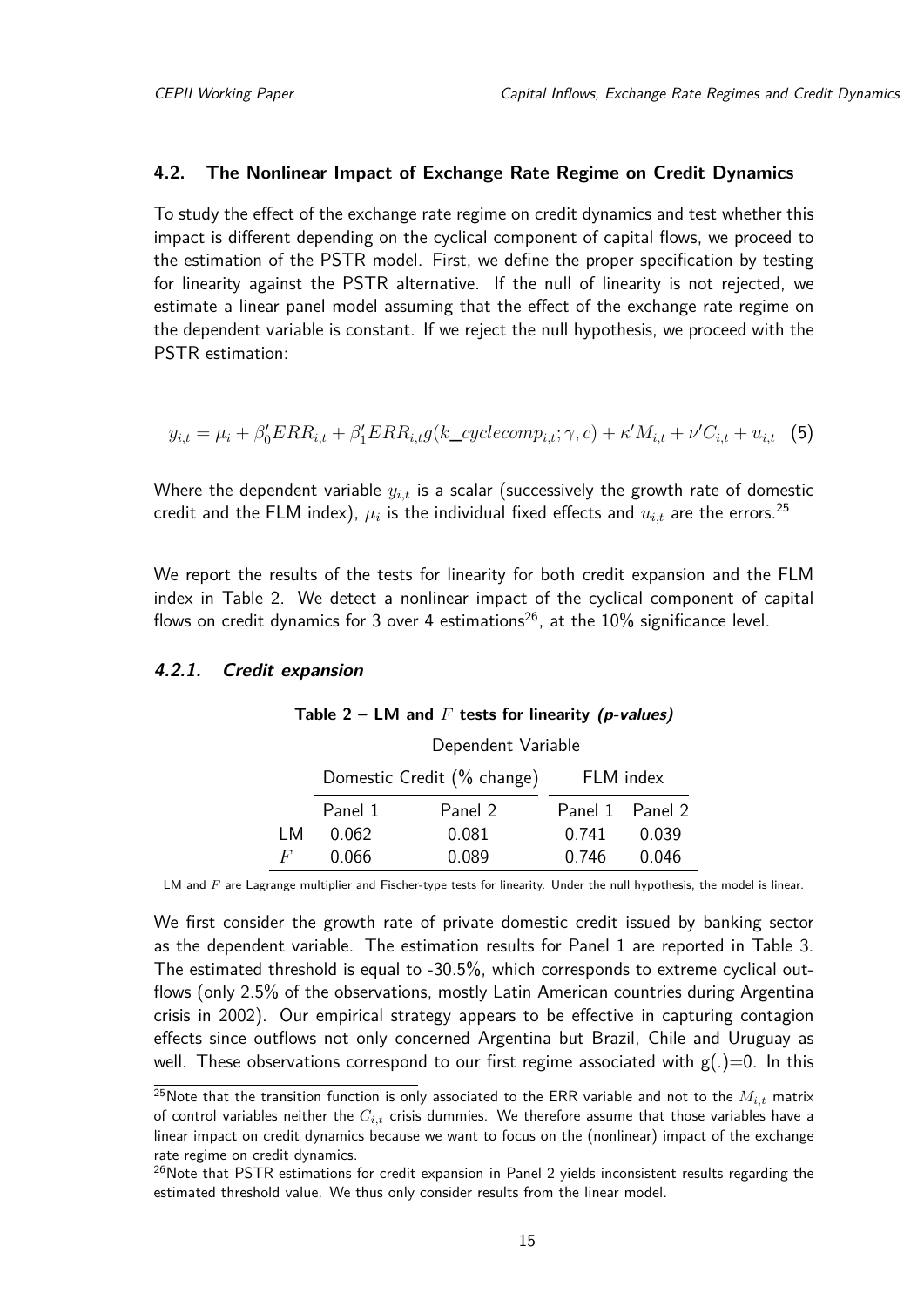### 4.2. The Nonlinear Impact of Exchange Rate Regime on Credit Dynamics

To study the effect of the exchange rate regime on credit dynamics and test whether this impact is different depending on the cyclical component of capital flows, we proceed to the estimation of the PSTR model. First, we define the proper specification by testing for linearity against the PSTR alternative. If the null of linearity is not rejected, we estimate a linear panel model assuming that the effect of the exchange rate regime on the dependent variable is constant. If we reject the null hypothesis, we proceed with the PSTR estimation:

$$y_{i,t} = \mu_i + \beta_0' ERR_{i,t} + \beta_1' ERR_{i,t} g(k\_cyclecomp_{i,t}; \gamma, c) + \kappa' M_{i,t} + \nu' C_{i,t} + u_{i,t} \quad (5)$$

Where the dependent variable $y_{i,t}$ is a scalar (successively the growth rate of domestic credit and the FLM index), $\mu_i$ is the individual fixed effects and $u_{i,t}$ are the errors.[25]

We report the results of the tests for linearity for both credit expansion and the FLM index in Table 2. We detect a nonlinear impact of the cyclical component of capital flows on credit dynamics for 3 over 4 estimations[26], at the 10% significance level.

#### *4.2.1. Credit expansion*

**Table 2 – LM and $F$ tests for linearity *(p-values)***

| | Dependent Variable | | | |
|---|---|---|---|---|
| | Domestic Credit (% change) | | FLM index | |
| | Panel 1 | Panel 2 | Panel 1 | Panel 2 |
| LM | 0.062 | 0.081 | 0.741 | 0.039 |
| $F$ | 0.066 | 0.089 | 0.746 | 0.046 |

LM and $F$ are Lagrange multiplier and Fischer-type tests for linearity. Under the null hypothesis, the model is linear.

We first consider the growth rate of private domestic credit issued by banking sector as the dependent variable. The estimation results for Panel 1 are reported in Table 3. The estimated threshold is equal to -30.5%, which corresponds to extreme cyclical outflows (only 2.5% of the observations, mostly Latin American countries during Argentina crisis in 2002). Our empirical strategy appears to be effective in capturing contagion effects since outflows not only concerned Argentina but Brazil, Chile and Uruguay as well. These observations correspond to our first regime associated with g(.)=0. In this

[25] Note that the transition function is only associated to the ERR variable and not to the $M_{i,t}$ matrix of control variables neither the $C_{i,t}$ crisis dummies. We therefore assume that those variables have a linear impact on credit dynamics because we want to focus on the (nonlinear) impact of the exchange rate regime on credit dynamics.

[26] Note that PSTR estimations for credit expansion in Panel 2 yields inconsistent results regarding the estimated threshold value. We thus only consider results from the linear model.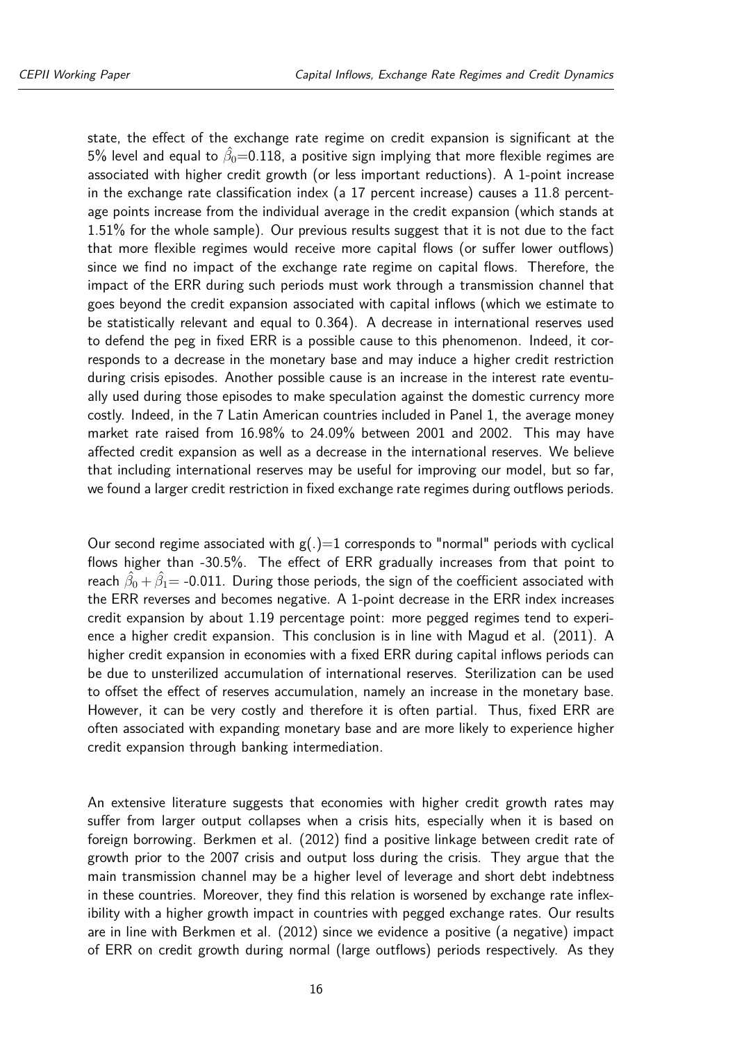state, the effect of the exchange rate regime on credit expansion is significant at the 5% level and equal to $\hat{\beta}_0$=0.118, a positive sign implying that more flexible regimes are associated with higher credit growth (or less important reductions). A 1-point increase in the exchange rate classification index (a 17 percent increase) causes a 11.8 percentage points increase from the individual average in the credit expansion (which stands at 1.51% for the whole sample). Our previous results suggest that it is not due to the fact that more flexible regimes would receive more capital flows (or suffer lower outflows) since we find no impact of the exchange rate regime on capital flows. Therefore, the impact of the ERR during such periods must work through a transmission channel that goes beyond the credit expansion associated with capital inflows (which we estimate to be statistically relevant and equal to 0.364). A decrease in international reserves used to defend the peg in fixed ERR is a possible cause to this phenomenon. Indeed, it corresponds to a decrease in the monetary base and may induce a higher credit restriction during crisis episodes. Another possible cause is an increase in the interest rate eventually used during those episodes to make speculation against the domestic currency more costly. Indeed, in the 7 Latin American countries included in Panel 1, the average money market rate raised from 16.98% to 24.09% between 2001 and 2002. This may have affected credit expansion as well as a decrease in the international reserves. We believe that including international reserves may be useful for improving our model, but so far, we found a larger credit restriction in fixed exchange rate regimes during outflows periods.

Our second regime associated with g(.)=1 corresponds to "normal" periods with cyclical flows higher than -30.5%. The effect of ERR gradually increases from that point to reach $\hat{\beta}_0 + \hat{\beta}_1$= -0.011. During those periods, the sign of the coefficient associated with the ERR reverses and becomes negative. A 1-point decrease in the ERR index increases credit expansion by about 1.19 percentage point: more pegged regimes tend to experience a higher credit expansion. This conclusion is in line with Magud et al. (2011). A higher credit expansion in economies with a fixed ERR during capital inflows periods can be due to unsterilized accumulation of international reserves. Sterilization can be used to offset the effect of reserves accumulation, namely an increase in the monetary base. However, it can be very costly and therefore it is often partial. Thus, fixed ERR are often associated with expanding monetary base and are more likely to experience higher credit expansion through banking intermediation.

An extensive literature suggests that economies with higher credit growth rates may suffer from larger output collapses when a crisis hits, especially when it is based on foreign borrowing. Berkmen et al. (2012) find a positive linkage between credit rate of growth prior to the 2007 crisis and output loss during the crisis. They argue that the main transmission channel may be a higher level of leverage and short debt indebtness in these countries. Moreover, they find this relation is worsened by exchange rate inflexibility with a higher growth impact in countries with pegged exchange rates. Our results are in line with Berkmen et al. (2012) since we evidence a positive (a negative) impact of ERR on credit growth during normal (large outflows) periods respectively. As they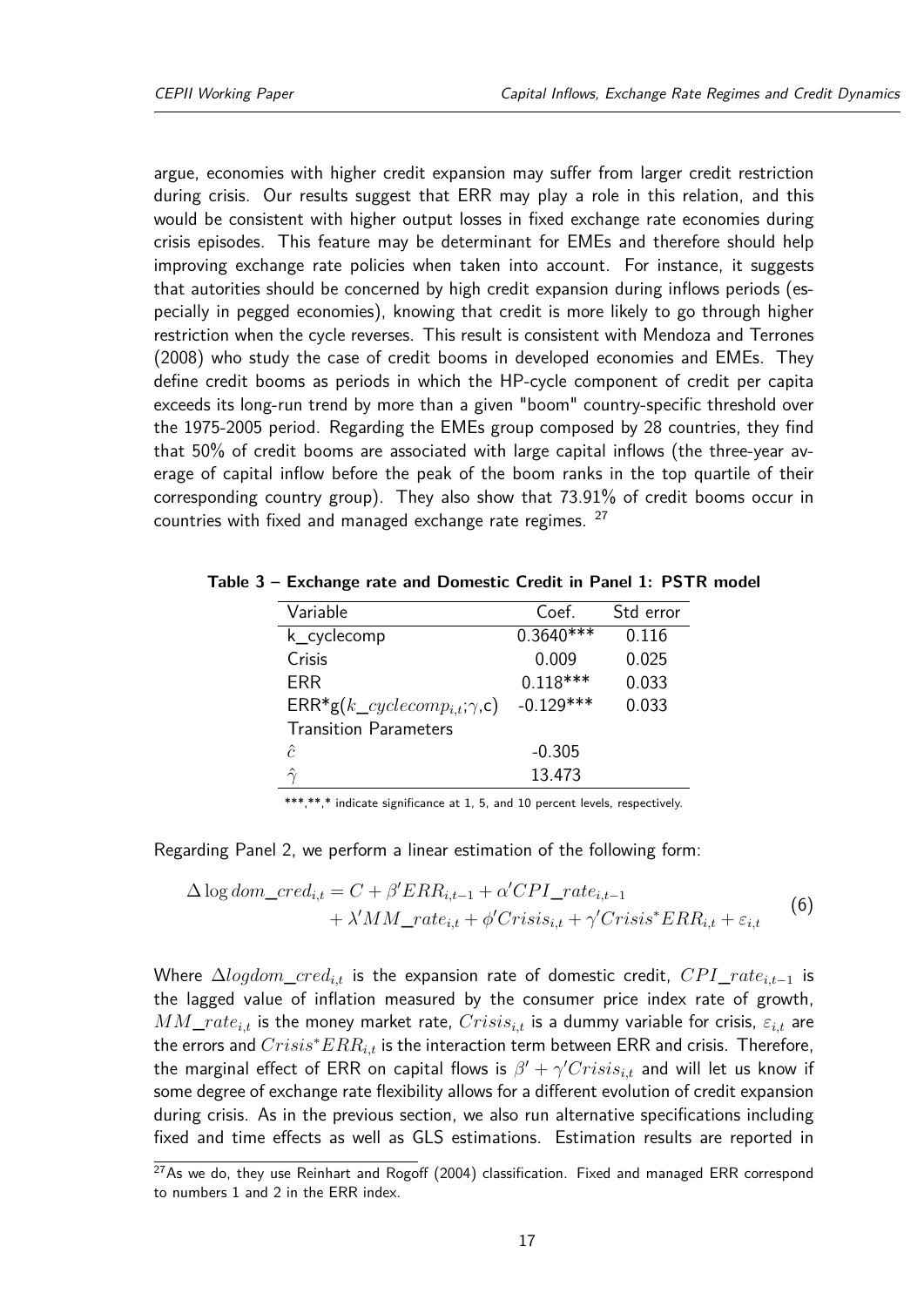argue, economies with higher credit expansion may suffer from larger credit restriction during crisis. Our results suggest that ERR may play a role in this relation, and this would be consistent with higher output losses in fixed exchange rate economies during crisis episodes. This feature may be determinant for EMEs and therefore should help improving exchange rate policies when taken into account. For instance, it suggests that autorities should be concerned by high credit expansion during inflows periods (especially in pegged economies), knowing that credit is more likely to go through higher restriction when the cycle reverses. This result is consistent with Mendoza and Terrones (2008) who study the case of credit booms in developed economies and EMEs. They define credit booms as periods in which the HP-cycle component of credit per capita exceeds its long-run trend by more than a given "boom" country-specific threshold over the 1975-2005 period. Regarding the EMEs group composed by 28 countries, they find that 50% of credit booms are associated with large capital inflows (the three-year average of capital inflow before the peak of the boom ranks in the top quartile of their corresponding country group). They also show that 73.91% of credit booms occur in countries with fixed and managed exchange rate regimes. [27]

**Table 3 – Exchange rate and Domestic Credit in Panel 1: PSTR model**

| Variable | Coef. | Std error |
|---|---|---|
| k_cyclecomp | 0.3640*** | 0.116 |
| Crisis | 0.009 | 0.025 |
| ERR | 0.118*** | 0.033 |
| ERR*g($k\_cyclecomp_{i,t}$;$\gamma$,c) | -0.129*** | 0.033 |
| Transition Parameters | | |
| $\hat{c}$ | -0.305 | |
| $\hat{\gamma}$ | 13.473 | |

***,**,* indicate significance at 1, 5, and 10 percent levels, respectively.

Regarding Panel 2, we perform a linear estimation of the following form:

$$
\begin{aligned}
\Delta \log dom\_cred_{i,t} = C + \beta' ERR_{i,t-1} + \alpha' CPI\_rate_{i,t-1} \\
+ \lambda' MM\_rate_{i,t} + \phi' Crisis_{i,t} + \gamma' Crisis^{*} ERR_{i,t} + \varepsilon_{i,t}
\end{aligned}
\tag{6}
$$

Where $\Delta logdom\_cred_{i,t}$ is the expansion rate of domestic credit, $CPI\_rate_{i,t-1}$ is the lagged value of inflation measured by the consumer price index rate of growth, $MM\_rate_{i,t}$ is the money market rate, $Crisis_{i,t}$ is a dummy variable for crisis, $\varepsilon_{i,t}$ are the errors and $Crisis^{*}ERR_{i,t}$ is the interaction term between ERR and crisis. Therefore, the marginal effect of ERR on capital flows is $\beta' + \gamma' Crisis_{i,t}$ and will let us know if some degree of exchange rate flexibility allows for a different evolution of credit expansion during crisis. As in the previous section, we also run alternative specifications including fixed and time effects as well as GLS estimations. Estimation results are reported in

[27] As we do, they use Reinhart and Rogoff (2004) classification. Fixed and managed ERR correspond to numbers 1 and 2 in the ERR index.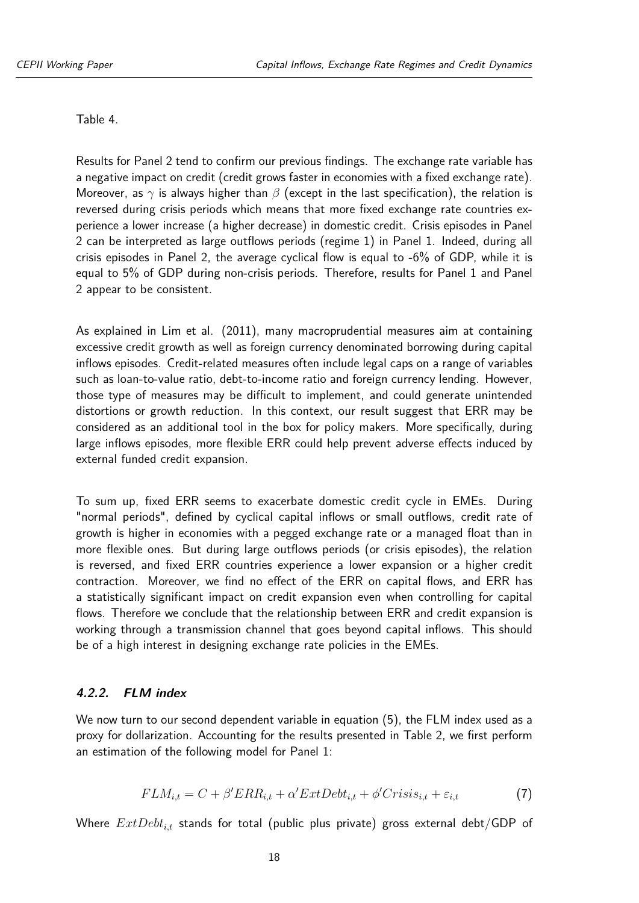Table 4.

Results for Panel 2 tend to confirm our previous findings. The exchange rate variable has a negative impact on credit (credit grows faster in economies with a fixed exchange rate). Moreover, as $\gamma$ is always higher than $\beta$ (except in the last specification), the relation is reversed during crisis periods which means that more fixed exchange rate countries experience a lower increase (a higher decrease) in domestic credit. Crisis episodes in Panel 2 can be interpreted as large outflows periods (regime 1) in Panel 1. Indeed, during all crisis episodes in Panel 2, the average cyclical flow is equal to -6% of GDP, while it is equal to 5% of GDP during non-crisis periods. Therefore, results for Panel 1 and Panel 2 appear to be consistent.

As explained in Lim et al. (2011), many macroprudential measures aim at containing excessive credit growth as well as foreign currency denominated borrowing during capital inflows episodes. Credit-related measures often include legal caps on a range of variables such as loan-to-value ratio, debt-to-income ratio and foreign currency lending. However, those type of measures may be difficult to implement, and could generate unintended distortions or growth reduction. In this context, our result suggest that ERR may be considered as an additional tool in the box for policy makers. More specifically, during large inflows episodes, more flexible ERR could help prevent adverse effects induced by external funded credit expansion.

To sum up, fixed ERR seems to exacerbate domestic credit cycle in EMEs. During "normal periods", defined by cyclical capital inflows or small outflows, credit rate of growth is higher in economies with a pegged exchange rate or a managed float than in more flexible ones. But during large outflows periods (or crisis episodes), the relation is reversed, and fixed ERR countries experience a lower expansion or a higher credit contraction. Moreover, we find no effect of the ERR on capital flows, and ERR has a statistically significant impact on credit expansion even when controlling for capital flows. Therefore we conclude that the relationship between ERR and credit expansion is working through a transmission channel that goes beyond capital inflows. This should be of a high interest in designing exchange rate policies in the EMEs.

#### *4.2.2. FLM index*

We now turn to our second dependent variable in equation (5), the FLM index used as a proxy for dollarization. Accounting for the results presented in Table 2, we first perform an estimation of the following model for Panel 1:

$$FLM_{i,t} = C + \beta' ERR_{i,t} + \alpha' ExtDebt_{i,t} + \phi' Crisis_{i,t} + \varepsilon_{i,t} \tag{7}$$

Where $ExtDebt_{i,t}$ stands for total (public plus private) gross external debt/GDP of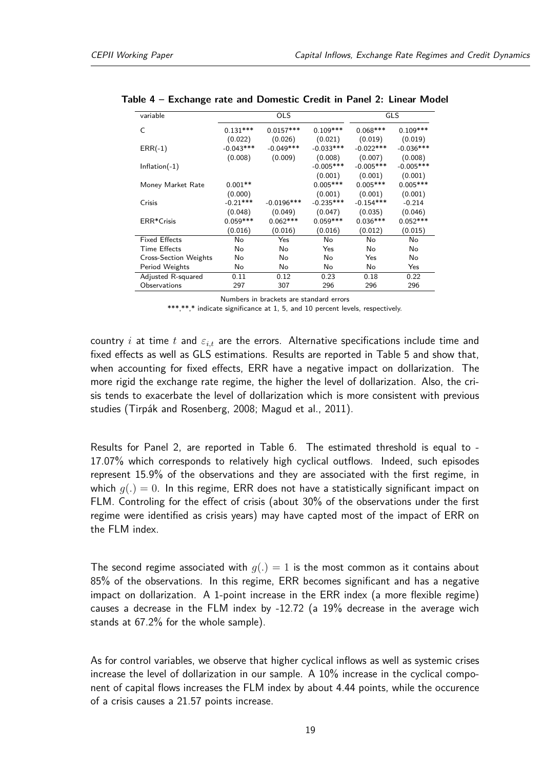**Table 4 – Exchange rate and Domestic Credit in Panel 2: Linear Model**

| variable | OLS | | | GLS | |
|---|---|---|---|---|---|
| C | 0.131*** | 0.0157*** | 0.109*** | 0.068*** | 0.109*** |
| | (0.022) | (0.026) | (0.021) | (0.019) | (0.019) |
| ERR(-1) | -0.043*** | -0.049*** | -0.033*** | -0.022*** | -0.036*** |
| | (0.008) | (0.009) | (0.008) | (0.007) | (0.008) |
| Inflation(-1) | | | -0.005*** | -0.005*** | -0.005*** |
| | | | (0.001) | (0.001) | (0.001) |
| Money Market Rate | 0.001** | | 0.005*** | 0.005*** | 0.005*** |
| | (0.000) | | (0.001) | (0.001) | (0.001) |
| Crisis | -0.21*** | -0.0196*** | -0.235*** | -0.154*** | -0.214 |
| | (0.048) | (0.049) | (0.047) | (0.035) | (0.046) |
| ERR*Crisis | 0.059*** | 0.062*** | 0.059*** | 0.036*** | 0.052*** |
| | (0.016) | (0.016) | (0.016) | (0.012) | (0.015) |
| Fixed Effects | No | Yes | No | No | No |
| Time Effects | No | No | Yes | No | No |
| Cross-Section Weights | No | No | No | Yes | No |
| Period Weights | No | No | No | No | Yes |
| Adjusted R-squared | 0.11 | 0.12 | 0.23 | 0.18 | 0.22 |
| Observations | 297 | 307 | 296 | 296 | 296 |

Numbers in brackets are standard errors

***,**,* indicate significance at 1, 5, and 10 percent levels, respectively.

country $i$ at time $t$ and $\varepsilon_{i,t}$ are the errors. Alternative specifications include time and fixed effects as well as GLS estimations. Results are reported in Table 5 and show that, when accounting for fixed effects, ERR have a negative impact on dollarization. The more rigid the exchange rate regime, the higher the level of dollarization. Also, the crisis tends to exacerbate the level of dollarization which is more consistent with previous studies (Tirpák and Rosenberg, 2008; Magud et al., 2011).

Results for Panel 2, are reported in Table 6. The estimated threshold is equal to -17.07% which corresponds to relatively high cyclical outflows. Indeed, such episodes represent 15.9% of the observations and they are associated with the first regime, in which $g(.) = 0$. In this regime, ERR does not have a statistically significant impact on FLM. Controling for the effect of crisis (about 30% of the observations under the first regime were identified as crisis years) may have capted most of the impact of ERR on the FLM index.

The second regime associated with $g(.) = 1$ is the most common as it contains about 85% of the observations. In this regime, ERR becomes significant and has a negative impact on dollarization. A 1-point increase in the ERR index (a more flexible regime) causes a decrease in the FLM index by -12.72 (a 19% decrease in the average wich stands at 67.2% for the whole sample).

As for control variables, we observe that higher cyclical inflows as well as systemic crises increase the level of dollarization in our sample. A 10% increase in the cyclical component of capital flows increases the FLM index by about 4.44 points, while the occurence of a crisis causes a 21.57 points increase.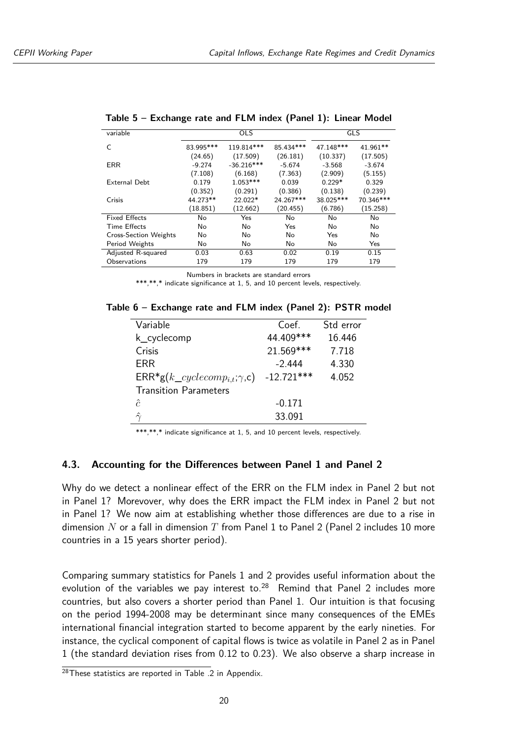**Table 5 – Exchange rate and FLM index (Panel 1): Linear Model**

| variable | OLS | | | GLS | |
|---|---|---|---|---|---|
| C | 83.995*** | 119.814*** | 85.434*** | 47.148*** | 41.961** |
| | (24.65) | (17.509) | (26.181) | (10.337) | (17.505) |
| ERR | -9.274 | -36.216*** | -5.674 | -3.568 | -3.674 |
| | (7.108) | (6.168) | (7.363) | (2.909) | (5.155) |
| External Debt | 0.179 | 1.053*** | 0.039 | 0.229* | 0.329 |
| | (0.352) | (0.291) | (0.386) | (0.138) | (0.239) |
| Crisis | 44.273** | 22.022* | 24.267*** | 38.025*** | 70.346*** |
| | (18.851) | (12.662) | (20.455) | (6.786) | (15.258) |
| Fixed Effects | No | Yes | No | No | No |
| Time Effects | No | No | Yes | No | No |
| Cross-Section Weights | No | No | No | Yes | No |
| Period Weights | No | No | No | No | Yes |
| Adjusted R-squared | 0.03 | 0.63 | 0.02 | 0.19 | 0.15 |
| Observations | 179 | 179 | 179 | 179 | 179 |

Numbers in brackets are standard errors

***,**,* indicate significance at 1, 5, and 10 percent levels, respectively.

**Table 6 – Exchange rate and FLM index (Panel 2): PSTR model**

| Variable | Coef. | Std error |
|---|---|---|
| k_cyclecomp | 44.409*** | 16.446 |
| Crisis | 21.569*** | 7.718 |
| ERR | -2.444 | 4.330 |
| ERR*g($k\_cyclecomp_{i,t}$;$\gamma$,c) | -12.721*** | 4.052 |
| Transition Parameters | | |
| $\hat{c}$ | -0.171 | |
| $\hat{\gamma}$ | 33.091 | |

***,**,* indicate significance at 1, 5, and 10 percent levels, respectively.

### 4.3. Accounting for the Differences between Panel 1 and Panel 2

Why do we detect a nonlinear effect of the ERR on the FLM index in Panel 2 but not in Panel 1? Morevover, why does the ERR impact the FLM index in Panel 2 but not in Panel 1? We now aim at establishing whether those differences are due to a rise in dimension $N$ or a fall in dimension $T$ from Panel 1 to Panel 2 (Panel 2 includes 10 more countries in a 15 years shorter period).

Comparing summary statistics for Panels 1 and 2 provides useful information about the evolution of the variables we pay interest to.[28] Remind that Panel 2 includes more countries, but also covers a shorter period than Panel 1. Our intuition is that focusing on the period 1994-2008 may be determinant since many consequences of the EMEs international financial integration started to become apparent by the early nineties. For instance, the cyclical component of capital flows is twice as volatile in Panel 2 as in Panel 1 (the standard deviation rises from 0.12 to 0.23). We also observe a sharp increase in

[28] These statistics are reported in Table .2 in Appendix.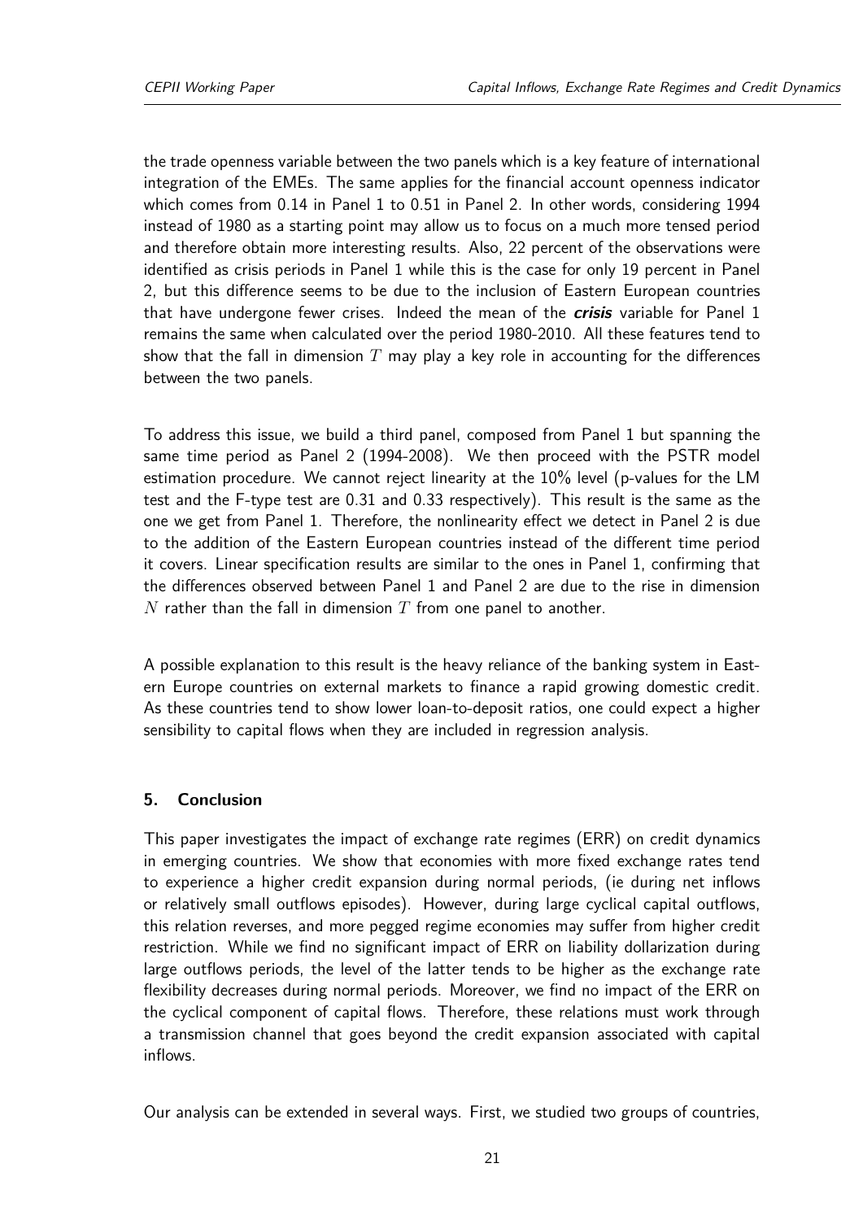the trade openness variable between the two panels which is a key feature of international integration of the EMEs. The same applies for the financial account openness indicator which comes from 0.14 in Panel 1 to 0.51 in Panel 2. In other words, considering 1994 instead of 1980 as a starting point may allow us to focus on a much more tensed period and therefore obtain more interesting results. Also, 22 percent of the observations were identified as crisis periods in Panel 1 while this is the case for only 19 percent in Panel 2, but this difference seems to be due to the inclusion of Eastern European countries that have undergone fewer crises. Indeed the mean of the ***crisis*** variable for Panel 1 remains the same when calculated over the period 1980-2010. All these features tend to show that the fall in dimension $T$ may play a key role in accounting for the differences between the two panels.

To address this issue, we build a third panel, composed from Panel 1 but spanning the same time period as Panel 2 (1994-2008). We then proceed with the PSTR model estimation procedure. We cannot reject linearity at the 10% level (p-values for the LM test and the F-type test are 0.31 and 0.33 respectively). This result is the same as the one we get from Panel 1. Therefore, the nonlinearity effect we detect in Panel 2 is due to the addition of the Eastern European countries instead of the different time period it covers. Linear specification results are similar to the ones in Panel 1, confirming that the differences observed between Panel 1 and Panel 2 are due to the rise in dimension $N$ rather than the fall in dimension $T$ from one panel to another.

A possible explanation to this result is the heavy reliance of the banking system in Eastern Europe countries on external markets to finance a rapid growing domestic credit. As these countries tend to show lower loan-to-deposit ratios, one could expect a higher sensibility to capital flows when they are included in regression analysis.

## 5. Conclusion

This paper investigates the impact of exchange rate regimes (ERR) on credit dynamics in emerging countries. We show that economies with more fixed exchange rates tend to experience a higher credit expansion during normal periods, (ie during net inflows or relatively small outflows episodes). However, during large cyclical capital outflows, this relation reverses, and more pegged regime economies may suffer from higher credit restriction. While we find no significant impact of ERR on liability dollarization during large outflows periods, the level of the latter tends to be higher as the exchange rate flexibility decreases during normal periods. Moreover, we find no impact of the ERR on the cyclical component of capital flows. Therefore, these relations must work through a transmission channel that goes beyond the credit expansion associated with capital inflows.

Our analysis can be extended in several ways. First, we studied two groups of countries,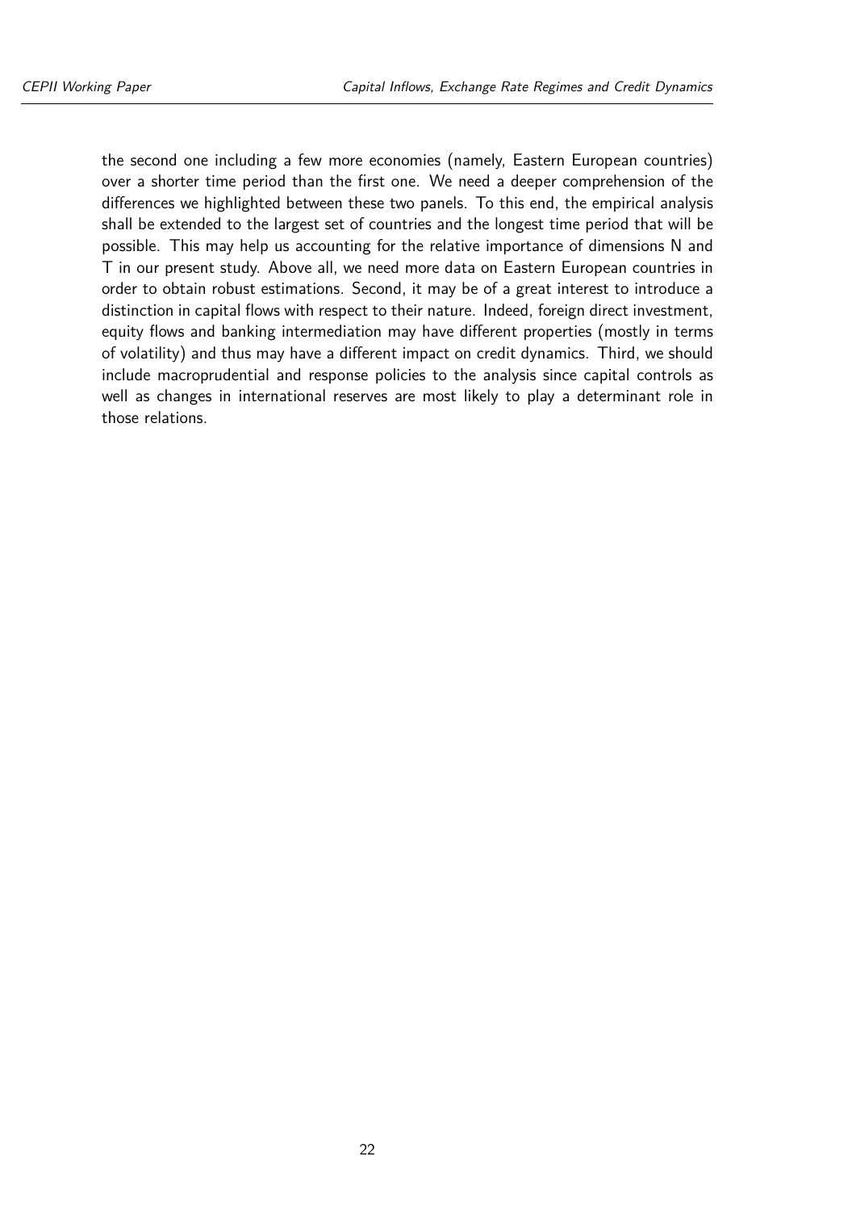the second one including a few more economies (namely, Eastern European countries) over a shorter time period than the first one. We need a deeper comprehension of the differences we highlighted between these two panels. To this end, the empirical analysis shall be extended to the largest set of countries and the longest time period that will be possible. This may help us accounting for the relative importance of dimensions N and T in our present study. Above all, we need more data on Eastern European countries in order to obtain robust estimations. Second, it may be of a great interest to introduce a distinction in capital flows with respect to their nature. Indeed, foreign direct investment, equity flows and banking intermediation may have different properties (mostly in terms of volatility) and thus may have a different impact on credit dynamics. Third, we should include macroprudential and response policies to the analysis since capital controls as well as changes in international reserves are most likely to play a determinant role in those relations.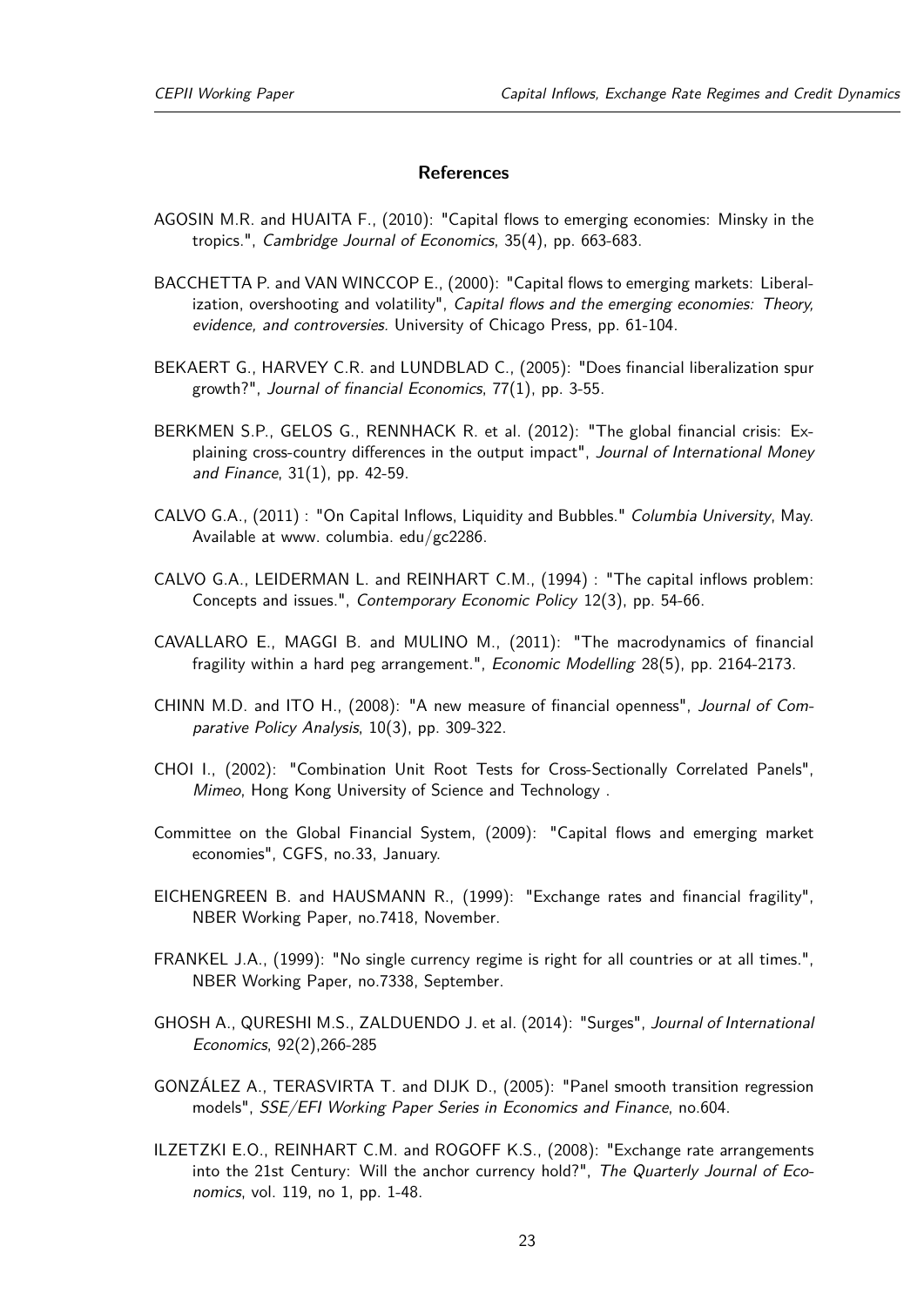## References

AGOSIN M.R. and HUAITA F., (2010): "Capital flows to emerging economies: Minsky in the tropics.", *Cambridge Journal of Economics*, 35(4), pp. 663-683.

BACCHETTA P. and VAN WINCCOP E., (2000): "Capital flows to emerging markets: Liberalization, overshooting and volatility", *Capital flows and the emerging economies: Theory, evidence, and controversies.* University of Chicago Press, pp. 61-104.

BEKAERT G., HARVEY C.R. and LUNDBLAD C., (2005): "Does financial liberalization spur growth?", *Journal of financial Economics*, 77(1), pp. 3-55.

BERKMEN S.P., GELOS G., RENNHACK R. et al. (2012): "The global financial crisis: Explaining cross-country differences in the output impact", *Journal of International Money and Finance*, 31(1), pp. 42-59.

CALVO G.A., (2011) : "On Capital Inflows, Liquidity and Bubbles." *Columbia University*, May. Available at www. columbia. edu/gc2286.

CALVO G.A., LEIDERMAN L. and REINHART C.M., (1994) : "The capital inflows problem: Concepts and issues.", *Contemporary Economic Policy* 12(3), pp. 54-66.

CAVALLARO E., MAGGI B. and MULINO M., (2011): "The macrodynamics of financial fragility within a hard peg arrangement.", *Economic Modelling* 28(5), pp. 2164-2173.

CHINN M.D. and ITO H., (2008): "A new measure of financial openness", *Journal of Comparative Policy Analysis*, 10(3), pp. 309-322.

CHOI I., (2002): "Combination Unit Root Tests for Cross-Sectionally Correlated Panels", *Mimeo*, Hong Kong University of Science and Technology .

Committee on the Global Financial System, (2009): "Capital flows and emerging market economies", CGFS, no.33, January.

EICHENGREEN B. and HAUSMANN R., (1999): "Exchange rates and financial fragility", NBER Working Paper, no.7418, November.

FRANKEL J.A., (1999): "No single currency regime is right for all countries or at all times.", NBER Working Paper, no.7338, September.

GHOSH A., QURESHI M.S., ZALDUENDO J. et al. (2014): "Surges", *Journal of International Economics*, 92(2),266-285

GONZÁLEZ A., TERASVIRTA T. and DIJK D., (2005): "Panel smooth transition regression models", *SSE/EFI Working Paper Series in Economics and Finance*, no.604.

ILZETZKI E.O., REINHART C.M. and ROGOFF K.S., (2008): "Exchange rate arrangements into the 21st Century: Will the anchor currency hold?", *The Quarterly Journal of Economics*, vol. 119, no 1, pp. 1-48.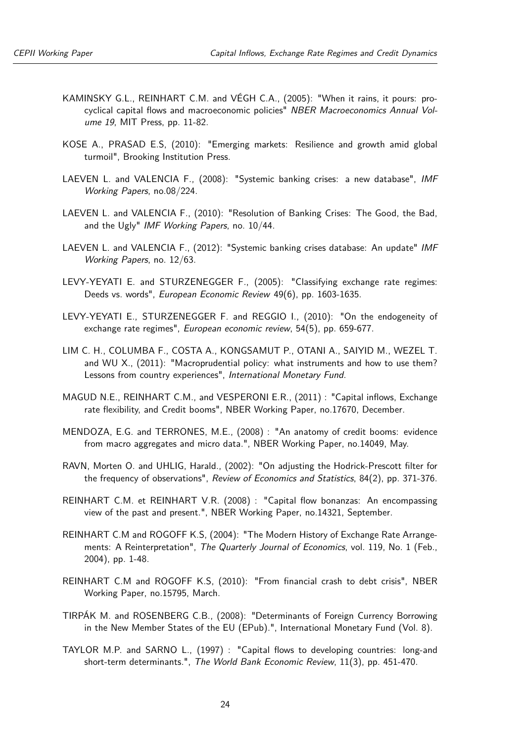- KAMINSKY G.L., REINHART C.M. and VÉGH C.A., (2005): "When it rains, it pours: procyclical capital flows and macroeconomic policies" *NBER Macroeconomics Annual Volume 19*, MIT Press, pp. 11-82.

- KOSE A., PRASAD E.S, (2010): "Emerging markets: Resilience and growth amid global turmoil", Brooking Institution Press.

- LAEVEN L. and VALENCIA F., (2008): "Systemic banking crises: a new database", *IMF Working Papers*, no.08/224.

- LAEVEN L. and VALENCIA F., (2010): "Resolution of Banking Crises: The Good, the Bad, and the Ugly" *IMF Working Papers*, no. 10/44.

- LAEVEN L. and VALENCIA F., (2012): "Systemic banking crises database: An update" *IMF Working Papers*, no. 12/63.

- LEVY-YEYATI E. and STURZENEGGER F., (2005): "Classifying exchange rate regimes: Deeds vs. words", *European Economic Review* 49(6), pp. 1603-1635.

- LEVY-YEYATI E., STURZENEGGER F. and REGGIO I., (2010): "On the endogeneity of exchange rate regimes", *European economic review*, 54(5), pp. 659-677.

- LIM C. H., COLUMBA F., COSTA A., KONGSAMUT P., OTANI A., SAIYID M., WEZEL T. and WU X., (2011): "Macroprudential policy: what instruments and how to use them? Lessons from country experiences", *International Monetary Fund*.

- MAGUD N.E., REINHART C.M., and VESPERONI E.R., (2011) : "Capital inflows, Exchange rate flexibility, and Credit booms", NBER Working Paper, no.17670, December.

- MENDOZA, E.G. and TERRONES, M.E., (2008) : "An anatomy of credit booms: evidence from macro aggregates and micro data.", NBER Working Paper, no.14049, May.

- RAVN, Morten O. and UHLIG, Harald., (2002): "On adjusting the Hodrick-Prescott filter for the frequency of observations", *Review of Economics and Statistics*, 84(2), pp. 371-376.

- REINHART C.M. et REINHART V.R. (2008) : "Capital flow bonanzas: An encompassing view of the past and present.", NBER Working Paper, no.14321, September.

- REINHART C.M and ROGOFF K.S, (2004): "The Modern History of Exchange Rate Arrangements: A Reinterpretation", *The Quarterly Journal of Economics*, vol. 119, No. 1 (Feb., 2004), pp. 1-48.

- REINHART C.M and ROGOFF K.S, (2010): "From financial crash to debt crisis", NBER Working Paper, no.15795, March.

- TIRPÁK M. and ROSENBERG C.B., (2008): "Determinants of Foreign Currency Borrowing in the New Member States of the EU (EPub).", International Monetary Fund (Vol. 8).

- TAYLOR M.P. and SARNO L., (1997) : "Capital flows to developing countries: long-and short-term determinants.", *The World Bank Economic Review*, 11(3), pp. 451-470.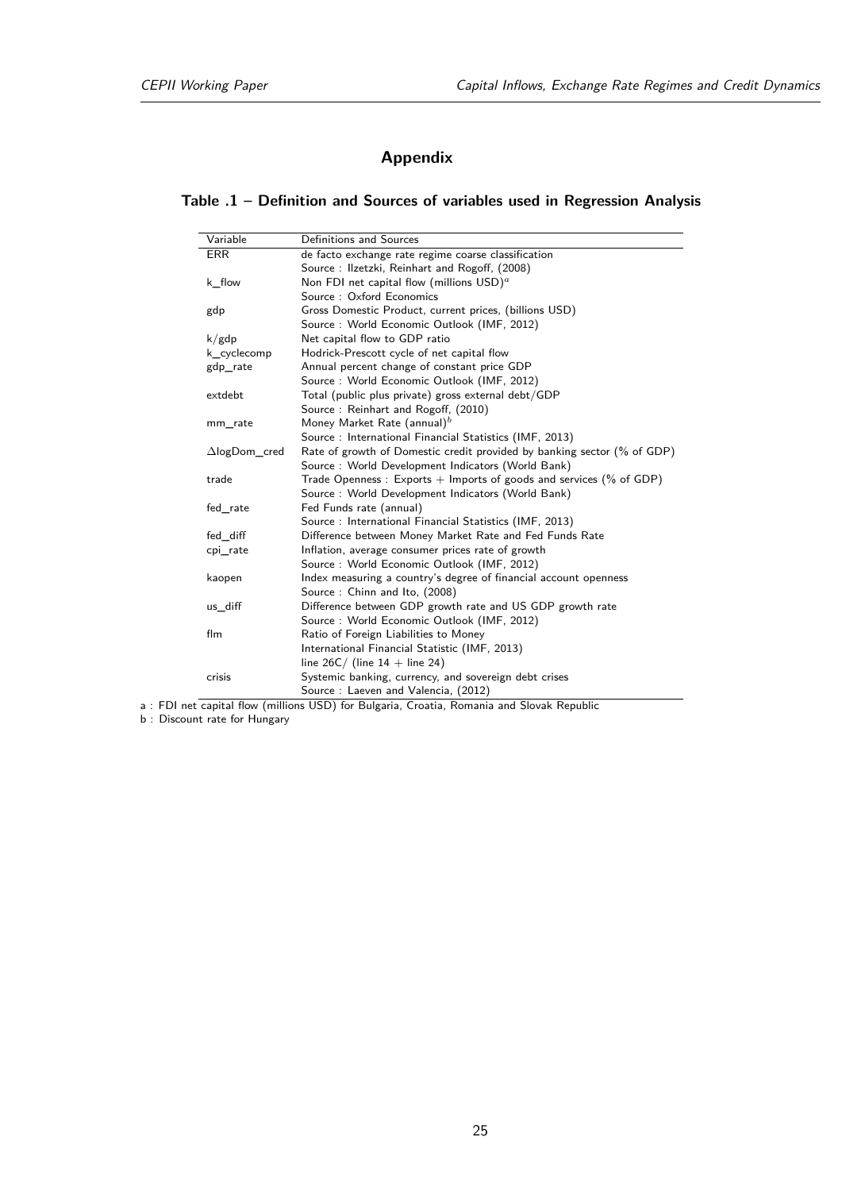# Appendix

### Table .1 – Definition and Sources of variables used in Regression Analysis

| Variable | Definitions and Sources |
|---|---|
| ERR | de facto exchange rate regime coarse classification |
| | Source : Ilzetzki, Reinhart and Rogoff, (2008) |
| k_flow | Non FDI net capital flow (millions USD)[a] |
| | Source : Oxford Economics |
| gdp | Gross Domestic Product, current prices, (billions USD) |
| | Source : World Economic Outlook (IMF, 2012) |
| k/gdp | Net capital flow to GDP ratio |
| k_cyclecomp | Hodrick-Prescott cycle of net capital flow |
| gdp_rate | Annual percent change of constant price GDP |
| | Source : World Economic Outlook (IMF, 2012) |
| extdebt | Total (public plus private) gross external debt/GDP |
| | Source : Reinhart and Rogoff, (2010) |
| mm_rate | Money Market Rate (annual)[b] |
| | Source : International Financial Statistics (IMF, 2013) |
| $\Delta$logDom_cred | Rate of growth of Domestic credit provided by banking sector (% of GDP) |
| | Source : World Development Indicators (World Bank) |
| trade | Trade Openness : Exports + Imports of goods and services (% of GDP) |
| | Source : World Development Indicators (World Bank) |
| fed_rate | Fed Funds rate (annual) |
| | Source : International Financial Statistics (IMF, 2013) |
| fed_diff | Difference between Money Market Rate and Fed Funds Rate |
| cpi_rate | Inflation, average consumer prices rate of growth |
| | Source : World Economic Outlook (IMF, 2012) |
| kaopen | Index measuring a country's degree of financial account openness |
| | Source : Chinn and Ito, (2008) |
| us_diff | Difference between GDP growth rate and US GDP growth rate |
| | Source : World Economic Outlook (IMF, 2012) |
| flm | Ratio of Foreign Liabilities to Money |
| | International Financial Statistic (IMF, 2013) |
| | line 26C/ (line 14 + line 24) |
| crisis | Systemic banking, currency, and sovereign debt crises |
| | Source : Laeven and Valencia, (2012) |

a : FDI net capital flow (millions USD) for Bulgaria, Croatia, Romania and Slovak Republic

b : Discount rate for Hungary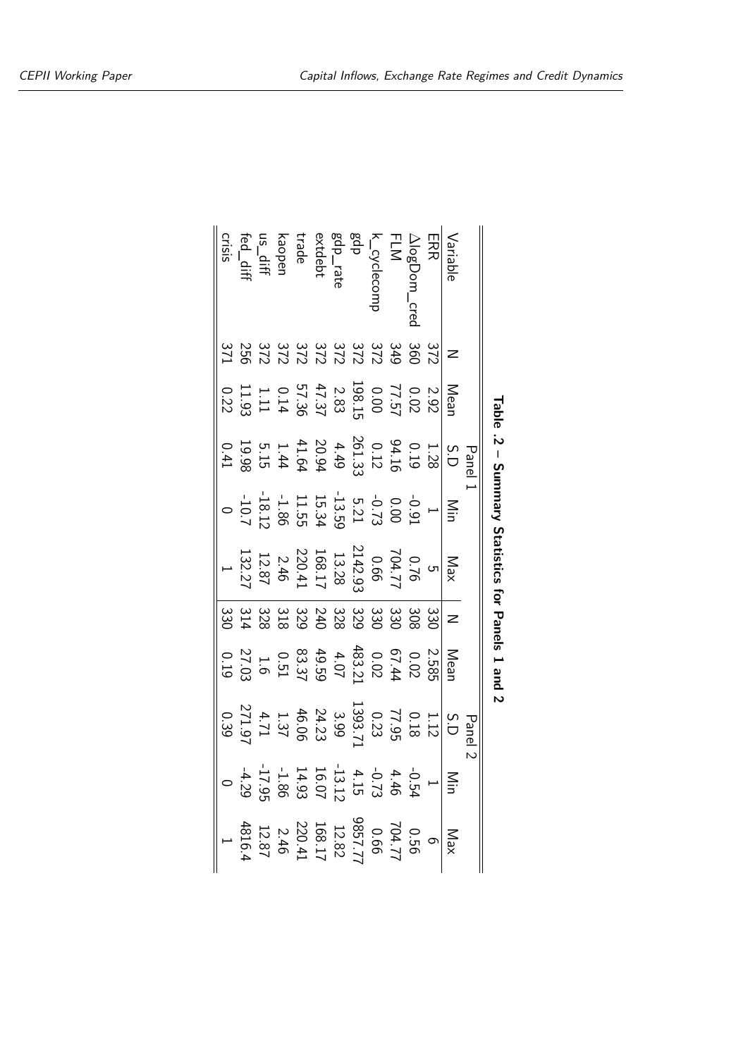**Table .2 – Summary Statistics for Panels 1 and 2**

| | Panel 1 | | | | | Panel 2 | | | | |
|---|---|---|---|---|---|---|---|---|---|---|
| Variable | N | Mean | S.D | Min | Max | N | Mean | S.D | Min | Max |
| ERR | 372 | 2.92 | 1.28 | 1 | 5 | 330 | 2.585 | 1.12 | 1 | 6 |
| ΔlogDom_cred | 360 | 0.02 | 0.19 | -0.91 | 0.76 | 308 | 0.02 | 0.18 | -0.54 | 0.56 |
| FLM | 349 | 77.57 | 94.16 | 0.00 | 704.77 | 330 | 67.44 | 77.95 | 4.46 | 704.77 |
| k_cyclecomp | 372 | 0.00 | 0.12 | -0.73 | 0.66 | 330 | 0.02 | 0.23 | -0.73 | 0.66 |
| gdp | 372 | 198.15 | 261.33 | 5.21 | 2142.93 | 329 | 483.21 | 1393.71 | 4.15 | 9857.77 |
| gdp_rate | 372 | 2.83 | 4.49 | -13.59 | 13.28 | 328 | 4.07 | 3.99 | -13.12 | 12.82 |
| extdebt | 372 | 47.37 | 20.94 | 15.34 | 168.17 | 240 | 49.59 | 24.23 | 16.07 | 168.17 |
| trade | 372 | 57.36 | 41.64 | 11.55 | 220.41 | 329 | 83.37 | 46.06 | 14.93 | 220.41 |
| kaopen | 372 | 0.14 | 1.44 | -1.86 | 2.46 | 318 | 0.51 | 1.37 | -1.86 | 2.46 |
| us_diff | 372 | 1.11 | 5.15 | -18.12 | 12.87 | 328 | 1.6 | 4.71 | -17.95 | 12.87 |
| fed_diff | 256 | 11.93 | 19.98 | -10.7 | 132.27 | 314 | 27.03 | 271.97 | -4.29 | 4816.4 |
| crisis | 371 | 0.22 | 0.41 | 0 | 1 | 330 | 0.19 | 0.39 | 0 | 1 |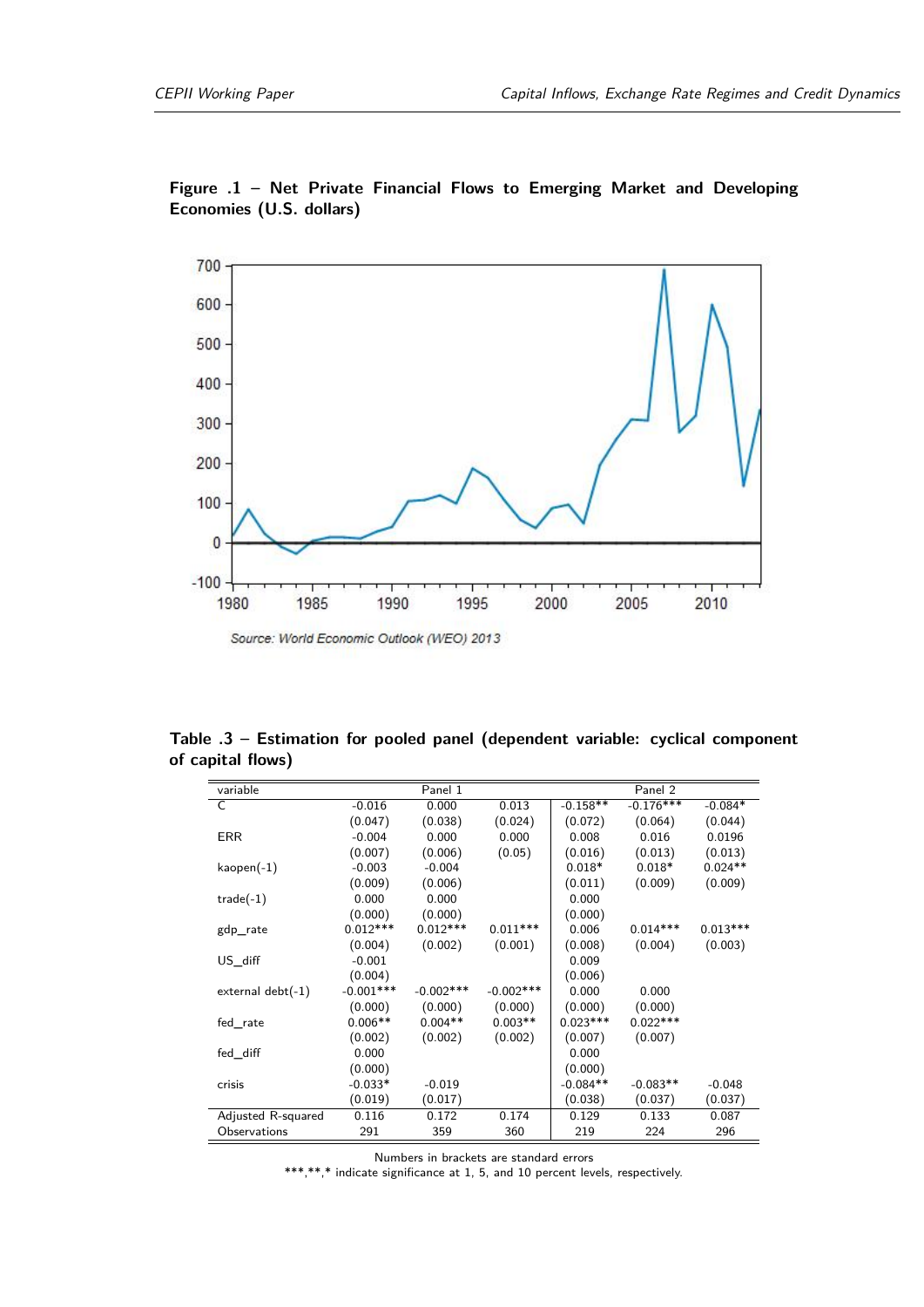**Figure .1 – Net Private Financial Flows to Emerging Market and Developing Economies (U.S. dollars)**

700
600
500
400
300
200
100
0
-100
1980
1985
1990
1995
2000
2005
2010

Source: World Economic Outlook (WEO) 2013

**Table .3 – Estimation for pooled panel (dependent variable: cyclical component of capital flows)**

| variable | Panel 1 | | | Panel 2 | | |
|---|---|---|---|---|---|---|
| C | -0.016 | 0.000 | 0.013 | -0.158** | -0.176*** | -0.084* |
| | (0.047) | (0.038) | (0.024) | (0.072) | (0.064) | (0.044) |
| ERR | -0.004 | 0.000 | 0.000 | 0.008 | 0.016 | 0.0196 |
| | (0.007) | (0.006) | (0.05) | (0.016) | (0.013) | (0.013) |
| kaopen(-1) | -0.003 | -0.004 | | 0.018* | 0.018* | 0.024** |
| | (0.009) | (0.006) | | (0.011) | (0.009) | (0.009) |
| trade(-1) | 0.000 | 0.000 | | 0.000 | | |
| | (0.000) | (0.000) | | (0.000) | | |
| gdp_rate | 0.012*** | 0.012*** | 0.011*** | 0.006 | 0.014*** | 0.013*** |
| | (0.004) | (0.002) | (0.001) | (0.008) | (0.004) | (0.003) |
| US_diff | -0.001 | | | 0.009 | | |
| | (0.004) | | | (0.006) | | |
| external debt(-1) | -0.001*** | -0.002*** | -0.002*** | 0.000 | 0.000 | |
| | (0.000) | (0.000) | (0.000) | (0.000) | (0.000) | |
| fed_rate | 0.006** | 0.004** | 0.003** | 0.023*** | 0.022*** | |
| | (0.002) | (0.002) | (0.002) | (0.007) | (0.007) | |
| fed_diff | 0.000 | | | 0.000 | | |
| | (0.000) | | | (0.000) | | |
| crisis | -0.033* | -0.019 | | -0.084** | -0.083** | -0.048 |
| | (0.019) | (0.017) | | (0.038) | (0.037) | (0.037) |
| Adjusted R-squared | 0.116 | 0.172 | 0.174 | 0.129 | 0.133 | 0.087 |
| Observations | 291 | 359 | 360 | 219 | 224 | 296 |

Numbers in brackets are standard errors
***,**,* indicate significance at 1, 5, and 10 percent levels, respectively.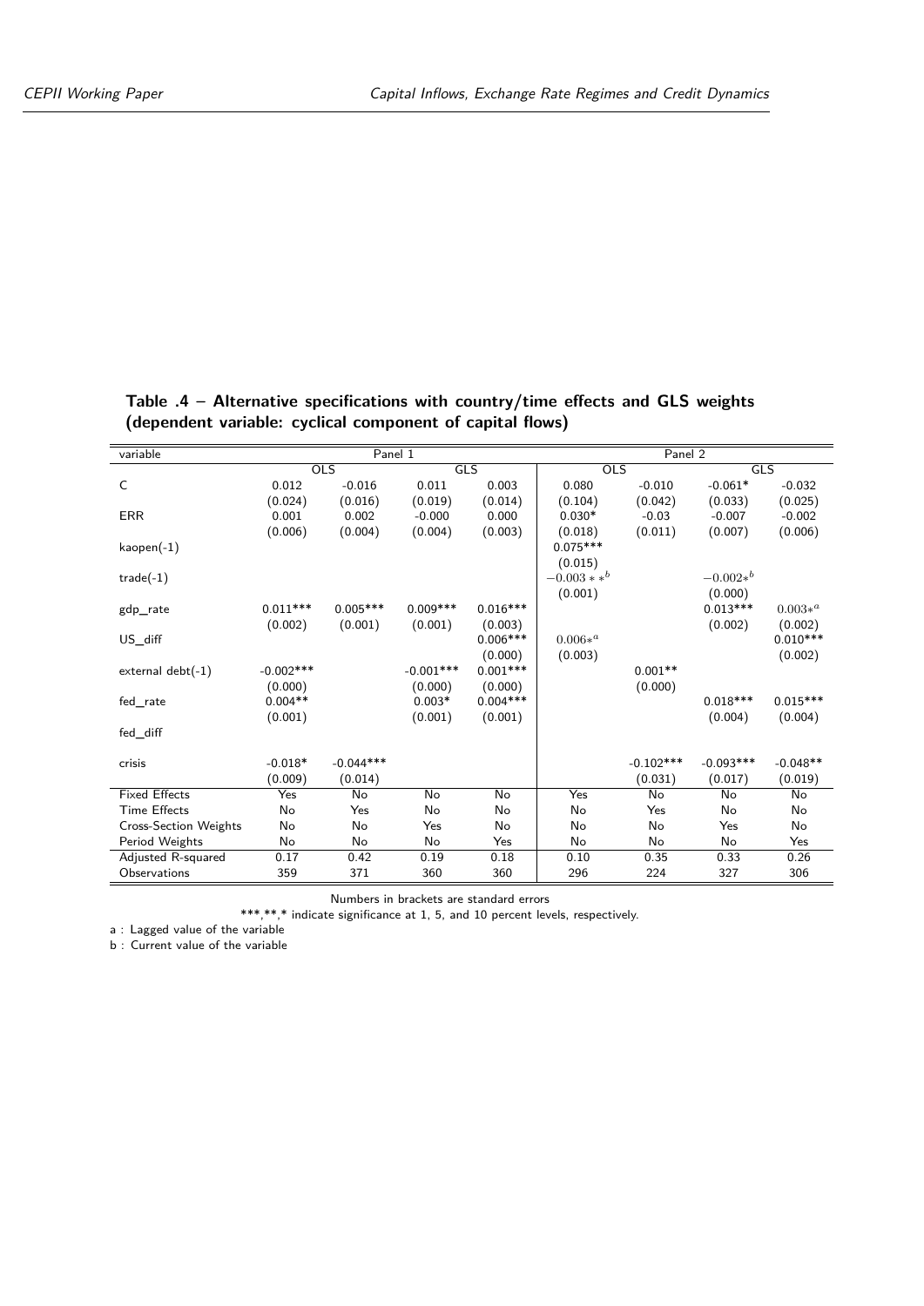**Table .4 – Alternative specifications with country/time effects and GLS weights (dependent variable: cyclical component of capital flows)**

| variable | Panel 1 | | | | Panel 2 | | | |
|---|---|---|---|---|---|---|---|---|
| | OLS | | GLS | | OLS | | GLS | |
| C | 0.012 | -0.016 | 0.011 | 0.003 | 0.080 | -0.010 | -0.061* | -0.032 |
| | (0.024) | (0.016) | (0.019) | (0.014) | (0.104) | (0.042) | (0.033) | (0.025) |
| ERR | 0.001 | 0.002 | -0.000 | 0.000 | 0.030* | -0.03 | -0.007 | -0.002 |
| | (0.006) | (0.004) | (0.004) | (0.003) | (0.018) | (0.011) | (0.007) | (0.006) |
| kaopen(-1) | | | | | 0.075*** | | | |
| | | | | | (0.015) | | | |
| trade(-1) | | | | | $-0.003**^{b}$ | | $-0.002*^{b}$ | |
| | | | | | (0.001) | | (0.000) | |
| gdp_rate | 0.011*** | 0.005*** | 0.009*** | 0.016*** | | | 0.013*** | $0.003*^{a}$ |
| | (0.002) | (0.001) | (0.001) | (0.003) | | | (0.002) | (0.002) |
| US_diff | | | | 0.006*** | $0.006*^{a}$ | | | 0.010*** |
| | | | | (0.000) | (0.003) | | | (0.002) |
| external debt(-1) | -0.002*** | | -0.001*** | 0.001*** | | 0.001** | | |
| | (0.000) | | (0.000) | (0.000) | | (0.000) | | |
| fed_rate | 0.004** | | 0.003* | 0.004*** | | | 0.018*** | 0.015*** |
| | (0.001) | | (0.001) | (0.001) | | | (0.004) | (0.004) |
| fed_diff | | | | | | | | |
| crisis | -0.018* | -0.044*** | | | | -0.102*** | -0.093*** | -0.048** |
| | (0.009) | (0.014) | | | | (0.031) | (0.017) | (0.019) |
| Fixed Effects | Yes | No | No | No | Yes | No | No | No |
| Time Effects | No | Yes | No | No | No | Yes | No | No |
| Cross-Section Weights | No | No | Yes | No | No | No | Yes | No |
| Period Weights | No | No | No | Yes | No | No | No | Yes |
| Adjusted R-squared | 0.17 | 0.42 | 0.19 | 0.18 | 0.10 | 0.35 | 0.33 | 0.26 |
| Observations | 359 | 371 | 360 | 360 | 296 | 224 | 327 | 306 |

Numbers in brackets are standard errors

***,**,* indicate significance at 1, 5, and 10 percent levels, respectively.

a : Lagged value of the variable

b : Current value of the variable